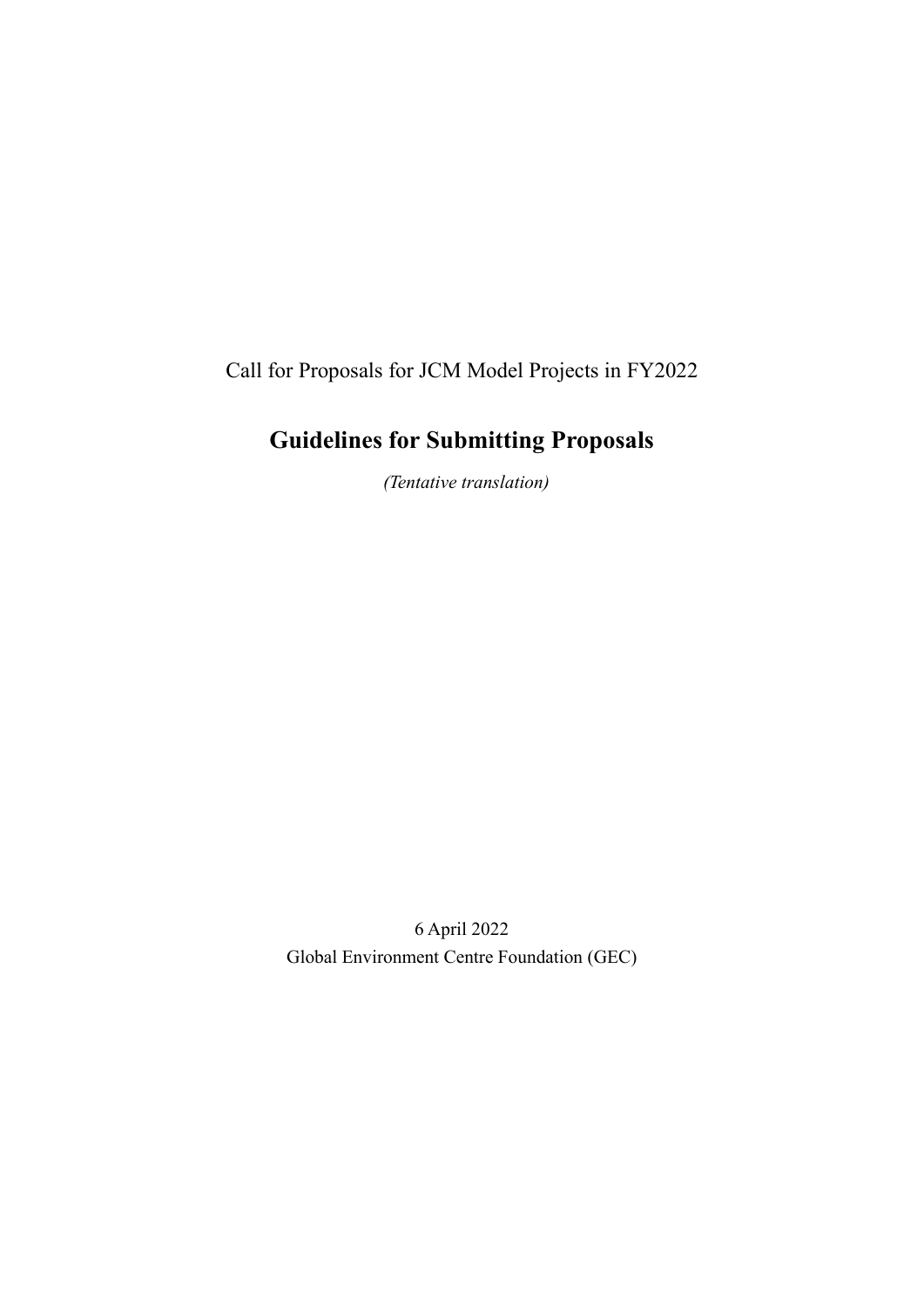Call for Proposals for JCM Model Projects in FY2022

# Guidelines for Submitting Proposals

*(Tentative translation)*

6 April 2022

Global Environment Centre Foundation (GEC)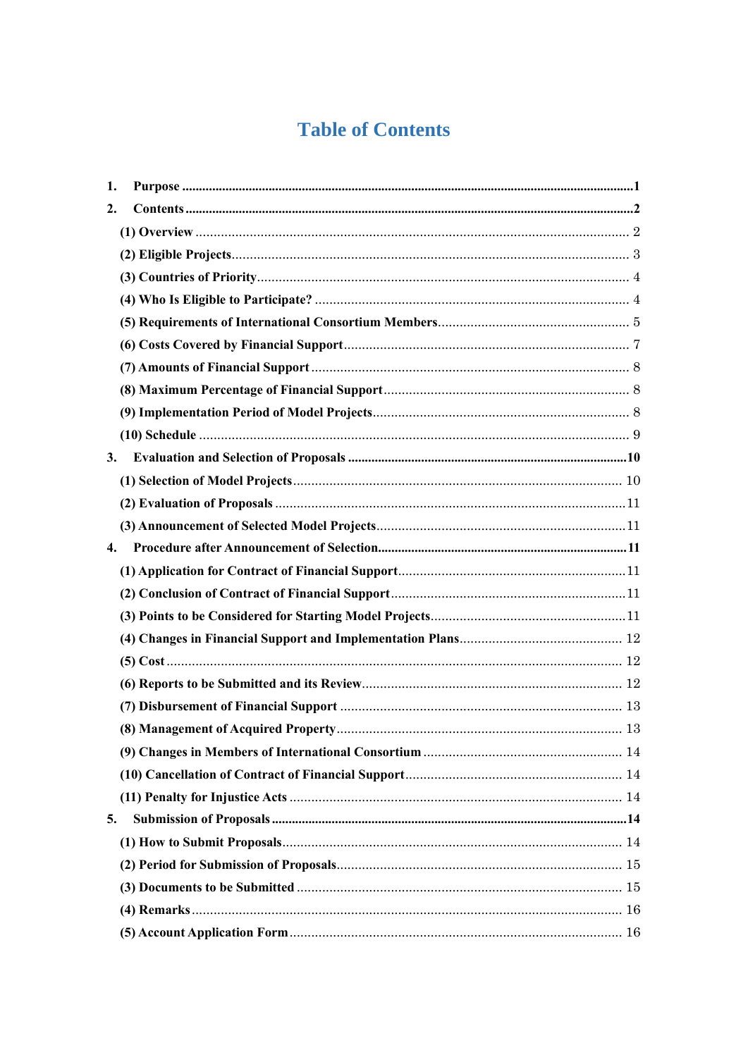# Table of Contents

1. Purpose ....................................................................................................................................1
2. Contents ..................................................................................................................................2
   - (1) Overview ....................................................................................................................... 2
   - (2) Eligible Projects............................................................................................................. 3
   - (3) Countries of Priority...................................................................................................... 4
   - (4) Who Is Eligible to Participate? ...................................................................................... 4
   - (5) Requirements of International Consortium Members..................................................... 5
   - (6) Costs Covered by Financial Support.............................................................................. 7
   - (7) Amounts of Financial Support ....................................................................................... 8
   - (8) Maximum Percentage of Financial Support.................................................................... 8
   - (9) Implementation Period of Model Projects...................................................................... 8
   - (10) Schedule ...................................................................................................................... 9
3. Evaluation and Selection of Proposals ..................................................................................10
   - (1) Selection of Model Projects.......................................................................................... 10
   - (2) Evaluation of Proposals ................................................................................................11
   - (3) Announcement of Selected Model Projects....................................................................11
4. Procedure after Announcement of Selection.........................................................................11
   - (1) Application for Contract of Financial Support...............................................................11
   - (2) Conclusion of Contract of Financial Support.................................................................11
   - (3) Points to be Considered for Starting Model Projects......................................................11
   - (4) Changes in Financial Support and Implementation Plans............................................. 12
   - (5) Cost ............................................................................................................................. 12
   - (6) Reports to be Submitted and its Review....................................................................... 12
   - (7) Disbursement of Financial Support ............................................................................. 13
   - (8) Management of Acquired Property.............................................................................. 13
   - (9) Changes in Members of International Consortium ...................................................... 14
   - (10) Cancellation of Contract of Financial Support............................................................ 14
   - (11) Penalty for Injustice Acts ........................................................................................... 14
5. Submission of Proposals ........................................................................................................14
   - (1) How to Submit Proposals............................................................................................. 14
   - (2) Period for Submission of Proposals.............................................................................. 15
   - (3) Documents to be Submitted ......................................................................................... 15
   - (4) Remarks...................................................................................................................... 16
   - (5) Account Application Form........................................................................................... 16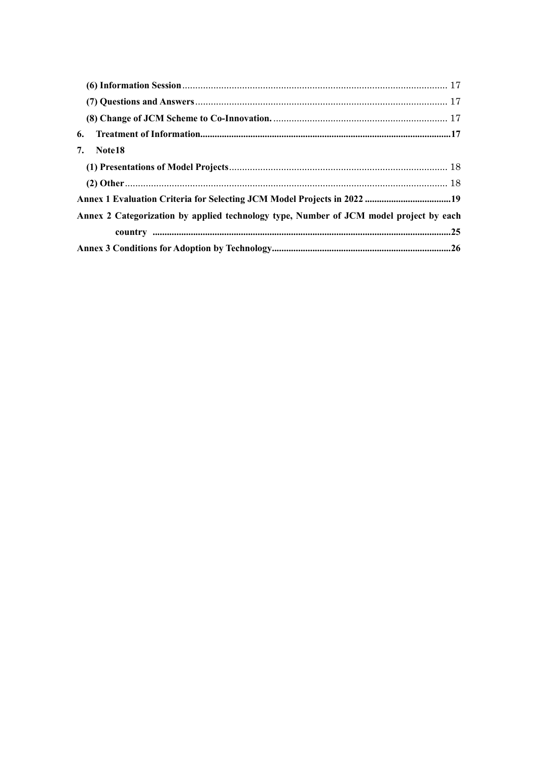**(6) Information Session** .......................................................................................................... 17

**(7) Questions and Answers** ....................................................................................................... 17

**(8) Change of JCM Scheme to Co-Innovation.** ........................................................................... 17

**6. Treatment of Information**..........................................................................................................**17**

**7. Note18**

**(1) Presentations of Model Projects** ........................................................................................... 18

**(2) Other** ........................................................................................................................................ 18

**Annex 1 Evaluation Criteria for Selecting JCM Model Projects in 2022** ......................................**19**

**Annex 2 Categorization by applied technology type, Number of JCM model project by each country** .............................................................................................................................................**25**

**Annex 3 Conditions for Adoption by Technology**.............................................................................**26**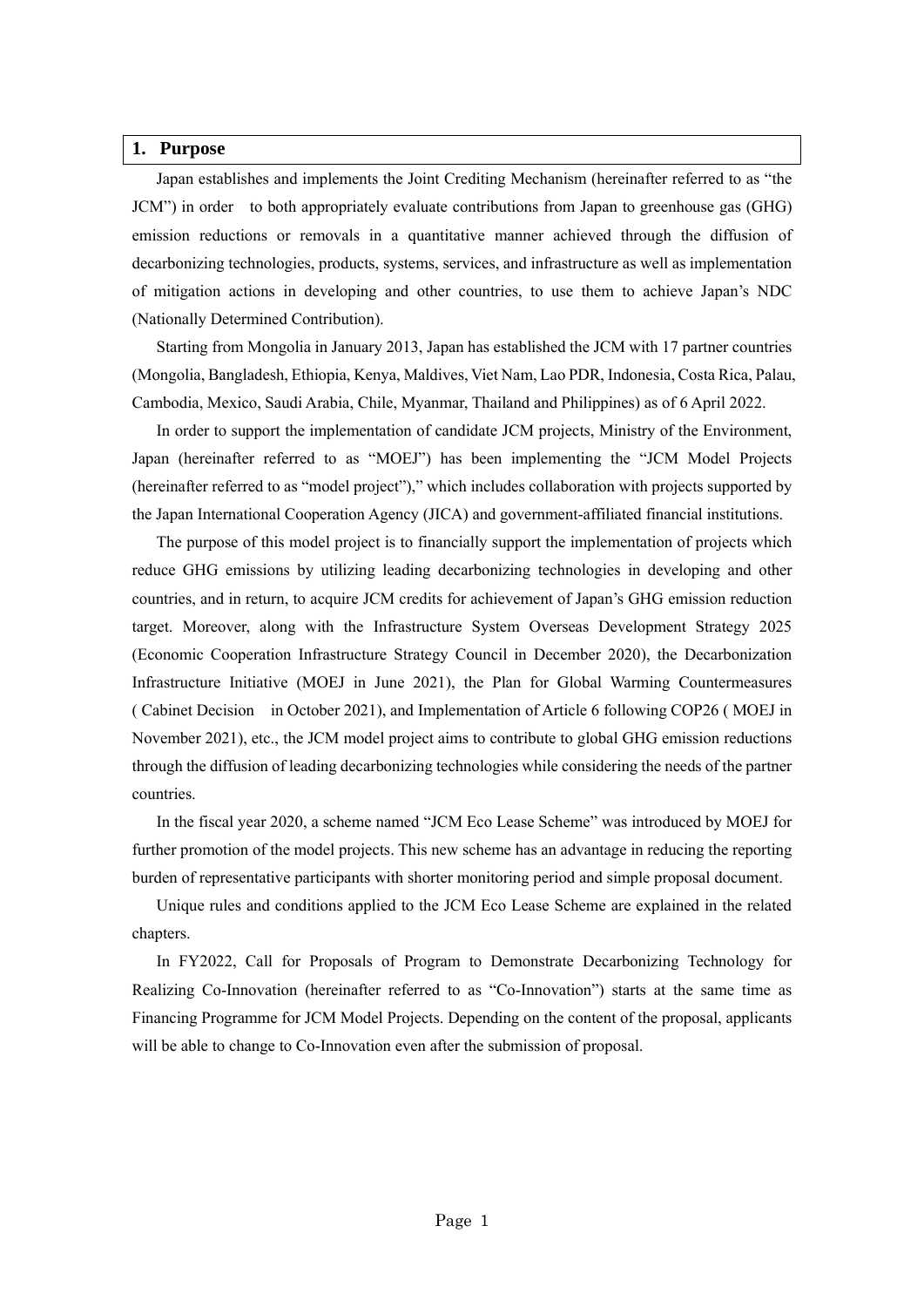## 1. Purpose

Japan establishes and implements the Joint Crediting Mechanism (hereinafter referred to as "the JCM") in order to both appropriately evaluate contributions from Japan to greenhouse gas (GHG) emission reductions or removals in a quantitative manner achieved through the diffusion of decarbonizing technologies, products, systems, services, and infrastructure as well as implementation of mitigation actions in developing and other countries, to use them to achieve Japan's NDC (Nationally Determined Contribution).

Starting from Mongolia in January 2013, Japan has established the JCM with 17 partner countries (Mongolia, Bangladesh, Ethiopia, Kenya, Maldives, Viet Nam, Lao PDR, Indonesia, Costa Rica, Palau, Cambodia, Mexico, Saudi Arabia, Chile, Myanmar, Thailand and Philippines) as of 6 April 2022.

In order to support the implementation of candidate JCM projects, Ministry of the Environment, Japan (hereinafter referred to as "MOEJ") has been implementing the "JCM Model Projects (hereinafter referred to as "model project")," which includes collaboration with projects supported by the Japan International Cooperation Agency (JICA) and government-affiliated financial institutions.

The purpose of this model project is to financially support the implementation of projects which reduce GHG emissions by utilizing leading decarbonizing technologies in developing and other countries, and in return, to acquire JCM credits for achievement of Japan's GHG emission reduction target. Moreover, along with the Infrastructure System Overseas Development Strategy 2025 (Economic Cooperation Infrastructure Strategy Council in December 2020), the Decarbonization Infrastructure Initiative (MOEJ in June 2021), the Plan for Global Warming Countermeasures ( Cabinet Decision in October 2021), and Implementation of Article 6 following COP26 ( MOEJ in November 2021), etc., the JCM model project aims to contribute to global GHG emission reductions through the diffusion of leading decarbonizing technologies while considering the needs of the partner countries.

In the fiscal year 2020, a scheme named "JCM Eco Lease Scheme" was introduced by MOEJ for further promotion of the model projects. This new scheme has an advantage in reducing the reporting burden of representative participants with shorter monitoring period and simple proposal document.

Unique rules and conditions applied to the JCM Eco Lease Scheme are explained in the related chapters.

In FY2022, Call for Proposals of Program to Demonstrate Decarbonizing Technology for Realizing Co-Innovation (hereinafter referred to as "Co-Innovation") starts at the same time as Financing Programme for JCM Model Projects. Depending on the content of the proposal, applicants will be able to change to Co-Innovation even after the submission of proposal.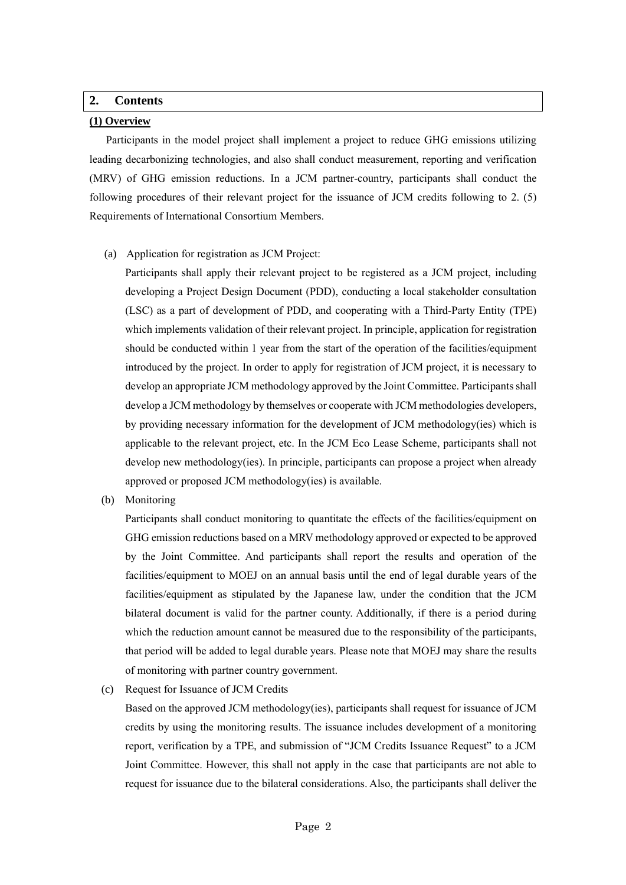## 2. Contents

**(1) Overview**

Participants in the model project shall implement a project to reduce GHG emissions utilizing leading decarbonizing technologies, and also shall conduct measurement, reporting and verification (MRV) of GHG emission reductions. In a JCM partner-country, participants shall conduct the following procedures of their relevant project for the issuance of JCM credits following to 2. (5) Requirements of International Consortium Members.

(a) Application for registration as JCM Project:

Participants shall apply their relevant project to be registered as a JCM project, including developing a Project Design Document (PDD), conducting a local stakeholder consultation (LSC) as a part of development of PDD, and cooperating with a Third-Party Entity (TPE) which implements validation of their relevant project. In principle, application for registration should be conducted within 1 year from the start of the operation of the facilities/equipment introduced by the project. In order to apply for registration of JCM project, it is necessary to develop an appropriate JCM methodology approved by the Joint Committee. Participants shall develop a JCM methodology by themselves or cooperate with JCM methodologies developers, by providing necessary information for the development of JCM methodology(ies) which is applicable to the relevant project, etc. In the JCM Eco Lease Scheme, participants shall not develop new methodology(ies). In principle, participants can propose a project when already approved or proposed JCM methodology(ies) is available.

(b) Monitoring

Participants shall conduct monitoring to quantitate the effects of the facilities/equipment on GHG emission reductions based on a MRV methodology approved or expected to be approved by the Joint Committee. And participants shall report the results and operation of the facilities/equipment to MOEJ on an annual basis until the end of legal durable years of the facilities/equipment as stipulated by the Japanese law, under the condition that the JCM bilateral document is valid for the partner county. Additionally, if there is a period during which the reduction amount cannot be measured due to the responsibility of the participants, that period will be added to legal durable years. Please note that MOEJ may share the results of monitoring with partner country government.

(c) Request for Issuance of JCM Credits

Based on the approved JCM methodology(ies), participants shall request for issuance of JCM credits by using the monitoring results. The issuance includes development of a monitoring report, verification by a TPE, and submission of "JCM Credits Issuance Request" to a JCM Joint Committee. However, this shall not apply in the case that participants are not able to request for issuance due to the bilateral considerations. Also, the participants shall deliver the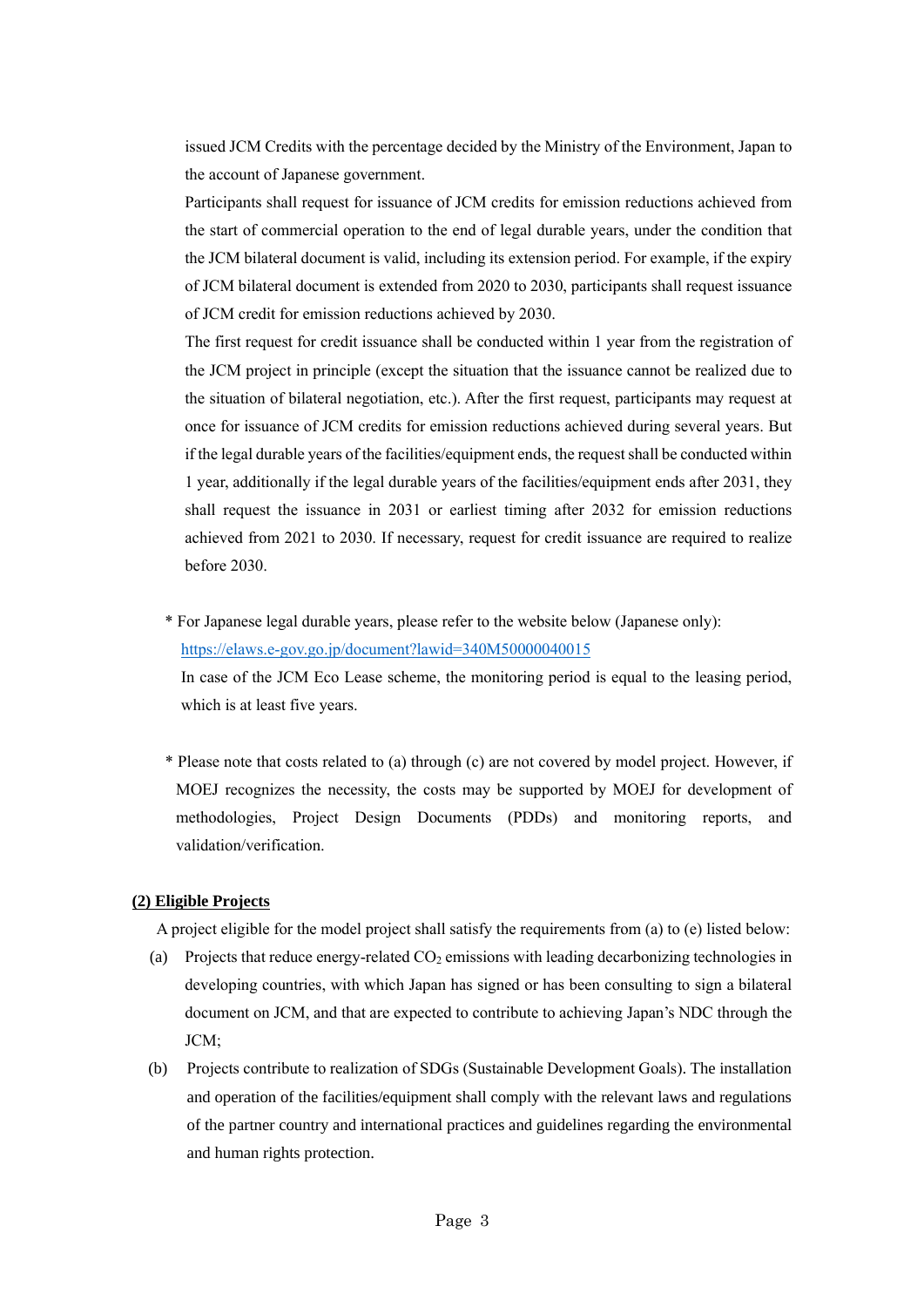issued JCM Credits with the percentage decided by the Ministry of the Environment, Japan to the account of Japanese government.

Participants shall request for issuance of JCM credits for emission reductions achieved from the start of commercial operation to the end of legal durable years, under the condition that the JCM bilateral document is valid, including its extension period. For example, if the expiry of JCM bilateral document is extended from 2020 to 2030, participants shall request issuance of JCM credit for emission reductions achieved by 2030.

The first request for credit issuance shall be conducted within 1 year from the registration of the JCM project in principle (except the situation that the issuance cannot be realized due to the situation of bilateral negotiation, etc.). After the first request, participants may request at once for issuance of JCM credits for emission reductions achieved during several years. But if the legal durable years of the facilities/equipment ends, the request shall be conducted within 1 year, additionally if the legal durable years of the facilities/equipment ends after 2031, they shall request the issuance in 2031 or earliest timing after 2032 for emission reductions achieved from 2021 to 2030. If necessary, request for credit issuance are required to realize before 2030.

\* For Japanese legal durable years, please refer to the website below (Japanese only):
https://elaws.e-gov.go.jp/document?lawid=340M50000040015
In case of the JCM Eco Lease scheme, the monitoring period is equal to the leasing period, which is at least five years.

\* Please note that costs related to (a) through (c) are not covered by model project. However, if MOEJ recognizes the necessity, the costs may be supported by MOEJ for development of methodologies, Project Design Documents (PDDs) and monitoring reports, and validation/verification.

**(2) Eligible Projects**

A project eligible for the model project shall satisfy the requirements from (a) to (e) listed below:

(a) Projects that reduce energy-related $CO_2$ emissions with leading decarbonizing technologies in developing countries, with which Japan has signed or has been consulting to sign a bilateral document on JCM, and that are expected to contribute to achieving Japan's NDC through the JCM;

(b) Projects contribute to realization of SDGs (Sustainable Development Goals). The installation and operation of the facilities/equipment shall comply with the relevant laws and regulations of the partner country and international practices and guidelines regarding the environmental and human rights protection.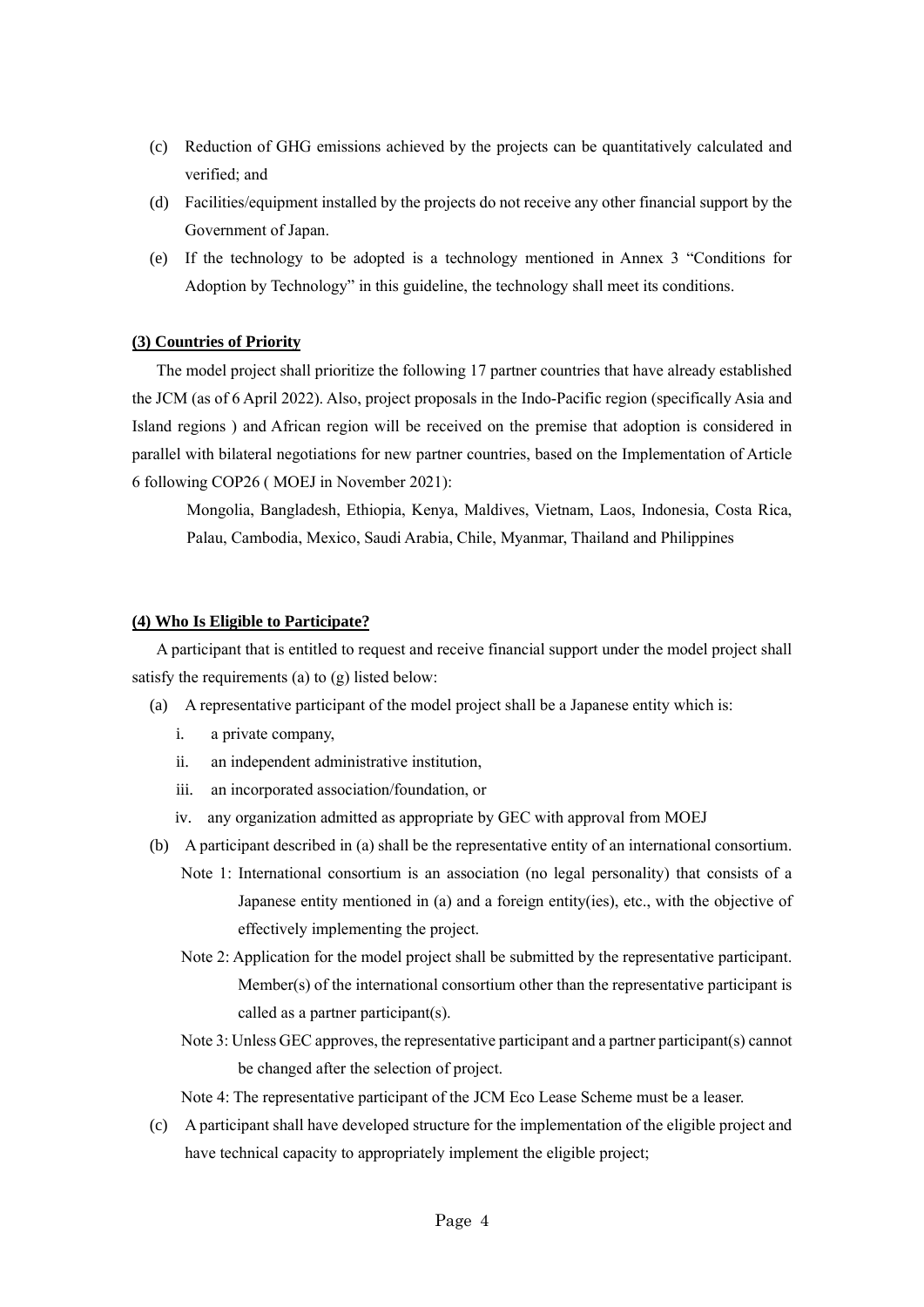(c) Reduction of GHG emissions achieved by the projects can be quantitatively calculated and verified; and

(d) Facilities/equipment installed by the projects do not receive any other financial support by the Government of Japan.

(e) If the technology to be adopted is a technology mentioned in Annex 3 "Conditions for Adoption by Technology" in this guideline, the technology shall meet its conditions.

**(3) Countries of Priority**

The model project shall prioritize the following 17 partner countries that have already established the JCM (as of 6 April 2022). Also, project proposals in the Indo-Pacific region (specifically Asia and Island regions ) and African region will be received on the premise that adoption is considered in parallel with bilateral negotiations for new partner countries, based on the Implementation of Article 6 following COP26 ( MOEJ in November 2021):

Mongolia, Bangladesh, Ethiopia, Kenya, Maldives, Vietnam, Laos, Indonesia, Costa Rica, Palau, Cambodia, Mexico, Saudi Arabia, Chile, Myanmar, Thailand and Philippines

**(4) Who Is Eligible to Participate?**

A participant that is entitled to request and receive financial support under the model project shall satisfy the requirements (a) to (g) listed below:

(a) A representative participant of the model project shall be a Japanese entity which is:

i. a private company,

ii. an independent administrative institution,

iii. an incorporated association/foundation, or

iv. any organization admitted as appropriate by GEC with approval from MOEJ

(b) A participant described in (a) shall be the representative entity of an international consortium.

Note 1: International consortium is an association (no legal personality) that consists of a Japanese entity mentioned in (a) and a foreign entity(ies), etc., with the objective of effectively implementing the project.

Note 2: Application for the model project shall be submitted by the representative participant. Member(s) of the international consortium other than the representative participant is called as a partner participant(s).

Note 3: Unless GEC approves, the representative participant and a partner participant(s) cannot be changed after the selection of project.

Note 4: The representative participant of the JCM Eco Lease Scheme must be a leaser.

(c) A participant shall have developed structure for the implementation of the eligible project and have technical capacity to appropriately implement the eligible project;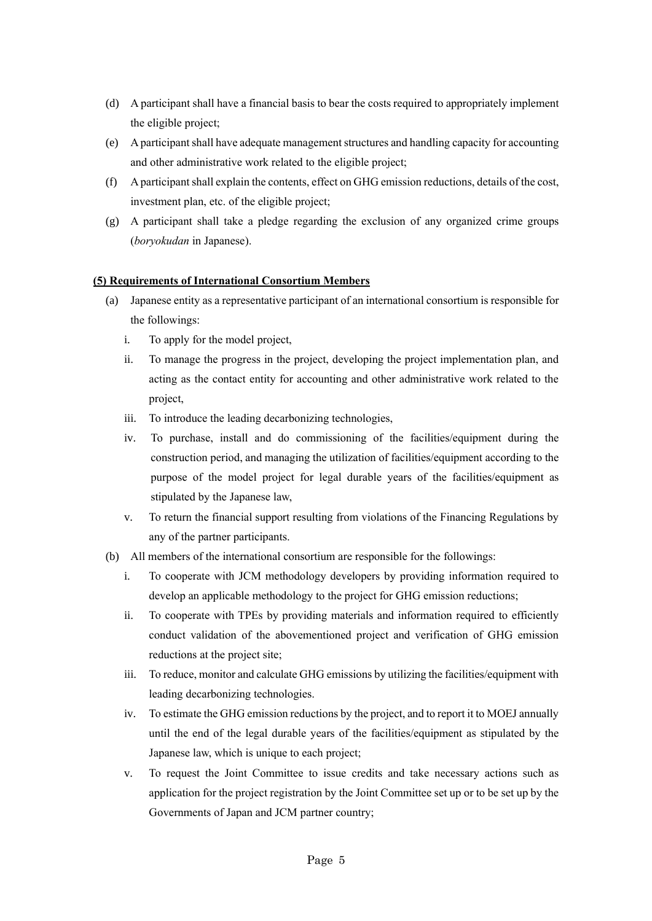(d) A participant shall have a financial basis to bear the costs required to appropriately implement the eligible project;

(e) A participant shall have adequate management structures and handling capacity for accounting and other administrative work related to the eligible project;

(f) A participant shall explain the contents, effect on GHG emission reductions, details of the cost, investment plan, etc. of the eligible project;

(g) A participant shall take a pledge regarding the exclusion of any organized crime groups (*boryokudan* in Japanese).

**(5) Requirements of International Consortium Members**

(a) Japanese entity as a representative participant of an international consortium is responsible for the followings:

  i. To apply for the model project,

  ii. To manage the progress in the project, developing the project implementation plan, and acting as the contact entity for accounting and other administrative work related to the project,

  iii. To introduce the leading decarbonizing technologies,

  iv. To purchase, install and do commissioning of the facilities/equipment during the construction period, and managing the utilization of facilities/equipment according to the purpose of the model project for legal durable years of the facilities/equipment as stipulated by the Japanese law,

  v. To return the financial support resulting from violations of the Financing Regulations by any of the partner participants.

(b) All members of the international consortium are responsible for the followings:

  i. To cooperate with JCM methodology developers by providing information required to develop an applicable methodology to the project for GHG emission reductions;

  ii. To cooperate with TPEs by providing materials and information required to efficiently conduct validation of the abovementioned project and verification of GHG emission reductions at the project site;

  iii. To reduce, monitor and calculate GHG emissions by utilizing the facilities/equipment with leading decarbonizing technologies.

  iv. To estimate the GHG emission reductions by the project, and to report it to MOEJ annually until the end of the legal durable years of the facilities/equipment as stipulated by the Japanese law, which is unique to each project;

  v. To request the Joint Committee to issue credits and take necessary actions such as application for the project registration by the Joint Committee set up or to be set up by the Governments of Japan and JCM partner country;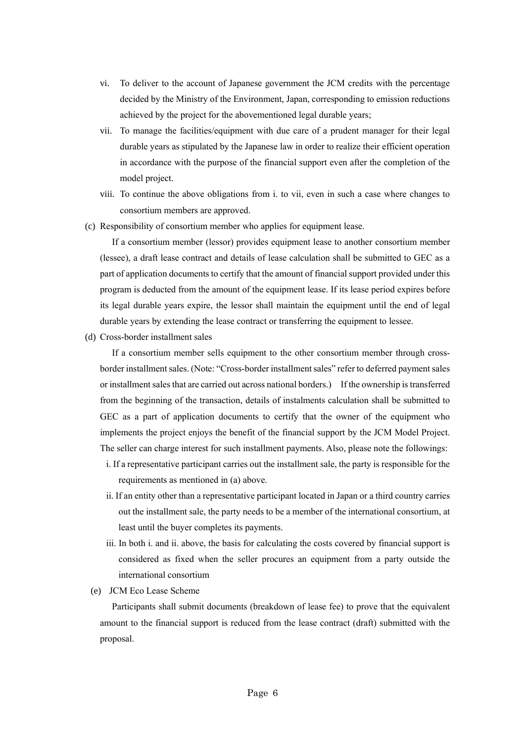vi. To deliver to the account of Japanese government the JCM credits with the percentage decided by the Ministry of the Environment, Japan, corresponding to emission reductions achieved by the project for the abovementioned legal durable years;

vii. To manage the facilities/equipment with due care of a prudent manager for their legal durable years as stipulated by the Japanese law in order to realize their efficient operation in accordance with the purpose of the financial support even after the completion of the model project.

viii. To continue the above obligations from i. to vii, even in such a case where changes to consortium members are approved.

(c) Responsibility of consortium member who applies for equipment lease.

If a consortium member (lessor) provides equipment lease to another consortium member (lessee), a draft lease contract and details of lease calculation shall be submitted to GEC as a part of application documents to certify that the amount of financial support provided under this program is deducted from the amount of the equipment lease. If its lease period expires before its legal durable years expire, the lessor shall maintain the equipment until the end of legal durable years by extending the lease contract or transferring the equipment to lessee.

(d) Cross-border installment sales

If a consortium member sells equipment to the other consortium member through cross-border installment sales. (Note: "Cross-border installment sales" refer to deferred payment sales or installment sales that are carried out across national borders.) If the ownership is transferred from the beginning of the transaction, details of instalments calculation shall be submitted to GEC as a part of application documents to certify that the owner of the equipment who implements the project enjoys the benefit of the financial support by the JCM Model Project. The seller can charge interest for such installment payments. Also, please note the followings:

i. If a representative participant carries out the installment sale, the party is responsible for the requirements as mentioned in (a) above.

ii. If an entity other than a representative participant located in Japan or a third country carries out the installment sale, the party needs to be a member of the international consortium, at least until the buyer completes its payments.

iii. In both i. and ii. above, the basis for calculating the costs covered by financial support is considered as fixed when the seller procures an equipment from a party outside the international consortium

(e) JCM Eco Lease Scheme

Participants shall submit documents (breakdown of lease fee) to prove that the equivalent amount to the financial support is reduced from the lease contract (draft) submitted with the proposal.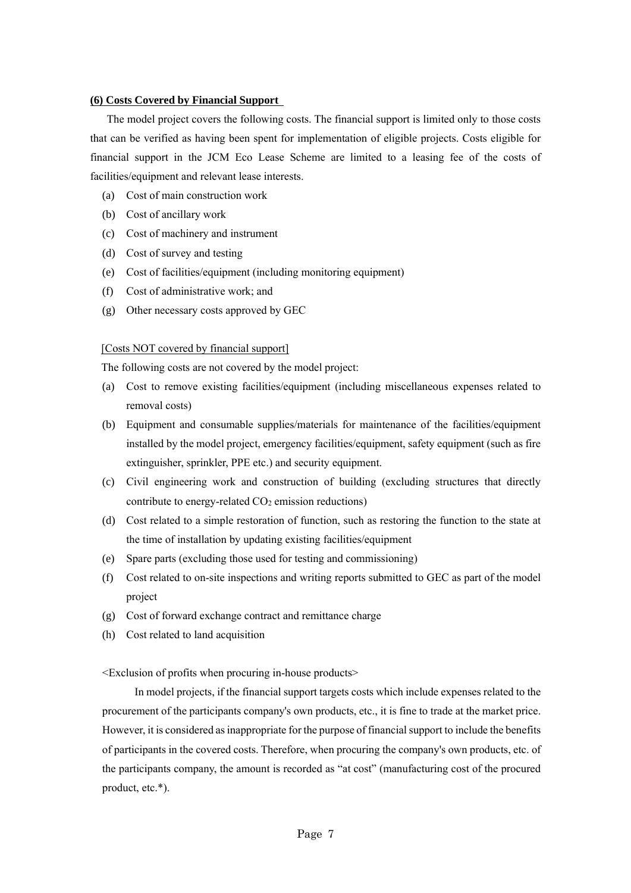**(6) Costs Covered by Financial Support**

The model project covers the following costs. The financial support is limited only to those costs that can be verified as having been spent for implementation of eligible projects. Costs eligible for financial support in the JCM Eco Lease Scheme are limited to a leasing fee of the costs of facilities/equipment and relevant lease interests.

(a) Cost of main construction work

(b) Cost of ancillary work

(c) Cost of machinery and instrument

(d) Cost of survey and testing

(e) Cost of facilities/equipment (including monitoring equipment)

(f) Cost of administrative work; and

(g) Other necessary costs approved by GEC

[Costs NOT covered by financial support]

The following costs are not covered by the model project:

(a) Cost to remove existing facilities/equipment (including miscellaneous expenses related to removal costs)

(b) Equipment and consumable supplies/materials for maintenance of the facilities/equipment installed by the model project, emergency facilities/equipment, safety equipment (such as fire extinguisher, sprinkler, PPE etc.) and security equipment.

(c) Civil engineering work and construction of building (excluding structures that directly contribute to energy-related $CO_2$ emission reductions)

(d) Cost related to a simple restoration of function, such as restoring the function to the state at the time of installation by updating existing facilities/equipment

(e) Spare parts (excluding those used for testing and commissioning)

(f) Cost related to on-site inspections and writing reports submitted to GEC as part of the model project

(g) Cost of forward exchange contract and remittance charge

(h) Cost related to land acquisition

<Exclusion of profits when procuring in-house products>

In model projects, if the financial support targets costs which include expenses related to the procurement of the participants company's own products, etc., it is fine to trade at the market price. However, it is considered as inappropriate for the purpose of financial support to include the benefits of participants in the covered costs. Therefore, when procuring the company's own products, etc. of the participants company, the amount is recorded as "at cost" (manufacturing cost of the procured product, etc.*).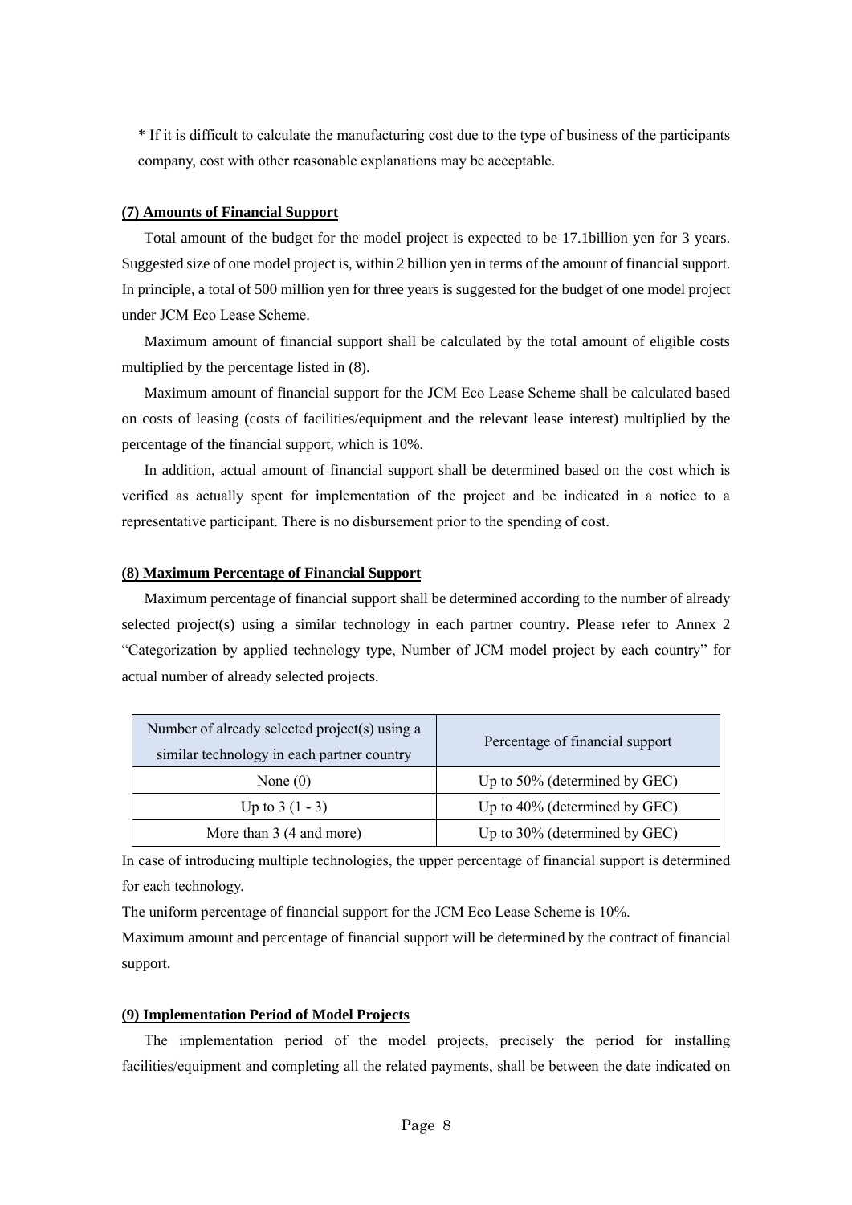\* If it is difficult to calculate the manufacturing cost due to the type of business of the participants company, cost with other reasonable explanations may be acceptable.

**(7) Amounts of Financial Support**

Total amount of the budget for the model project is expected to be 17.1billion yen for 3 years. Suggested size of one model project is, within 2 billion yen in terms of the amount of financial support. In principle, a total of 500 million yen for three years is suggested for the budget of one model project under JCM Eco Lease Scheme.

Maximum amount of financial support shall be calculated by the total amount of eligible costs multiplied by the percentage listed in (8).

Maximum amount of financial support for the JCM Eco Lease Scheme shall be calculated based on costs of leasing (costs of facilities/equipment and the relevant lease interest) multiplied by the percentage of the financial support, which is 10%.

In addition, actual amount of financial support shall be determined based on the cost which is verified as actually spent for implementation of the project and be indicated in a notice to a representative participant. There is no disbursement prior to the spending of cost.

**(8) Maximum Percentage of Financial Support**

Maximum percentage of financial support shall be determined according to the number of already selected project(s) using a similar technology in each partner country. Please refer to Annex 2 "Categorization by applied technology type, Number of JCM model project by each country" for actual number of already selected projects.

| Number of already selected project(s) using a similar technology in each partner country | Percentage of financial support |
|---|---|
| None (0) | Up to 50% (determined by GEC) |
| Up to 3 (1 - 3) | Up to 40% (determined by GEC) |
| More than 3 (4 and more) | Up to 30% (determined by GEC) |

In case of introducing multiple technologies, the upper percentage of financial support is determined for each technology.

The uniform percentage of financial support for the JCM Eco Lease Scheme is 10%.

Maximum amount and percentage of financial support will be determined by the contract of financial support.

**(9) Implementation Period of Model Projects**

The implementation period of the model projects, precisely the period for installing facilities/equipment and completing all the related payments, shall be between the date indicated on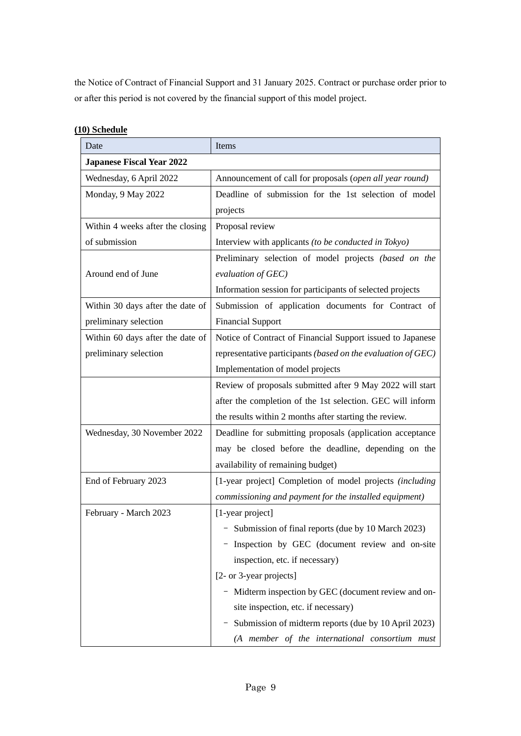the Notice of Contract of Financial Support and 31 January 2025. Contract or purchase order prior to or after this period is not covered by the financial support of this model project.

**(10) Schedule**

| Date | Items |
|---|---|
| **Japanese Fiscal Year 2022** | |
| Wednesday, 6 April 2022 | Announcement of call for proposals (*open all year round)* |
| Monday, 9 May 2022 | Deadline of submission for the 1st selection of model projects |
| Within 4 weeks after the closing of submission | Proposal review<br>Interview with applicants *(to be conducted in Tokyo)* |
| Around end of June | Preliminary selection of model projects *(based on the evaluation of GEC)*<br>Information session for participants of selected projects |
| Within 30 days after the date of preliminary selection | Submission of application documents for Contract of Financial Support |
| Within 60 days after the date of preliminary selection | Notice of Contract of Financial Support issued to Japanese representative participants *(based on the evaluation of GEC)*<br>Implementation of model projects |
| | Review of proposals submitted after 9 May 2022 will start after the completion of the 1st selection. GEC will inform the results within 2 months after starting the review. |
| Wednesday, 30 November 2022 | Deadline for submitting proposals (application acceptance may be closed before the deadline, depending on the availability of remaining budget) |
| End of February 2023 | [1-year project] Completion of model projects *(including commissioning and payment for the installed equipment)* |
| February - March 2023 | [1-year project]<br>- Submission of final reports (due by 10 March 2023)<br>- Inspection by GEC (document review and on-site inspection, etc. if necessary)<br>[2- or 3-year projects]<br>- Midterm inspection by GEC (document review and on-site inspection, etc. if necessary)<br>- Submission of midterm reports (due by 10 April 2023) *(A member of the international consortium must* |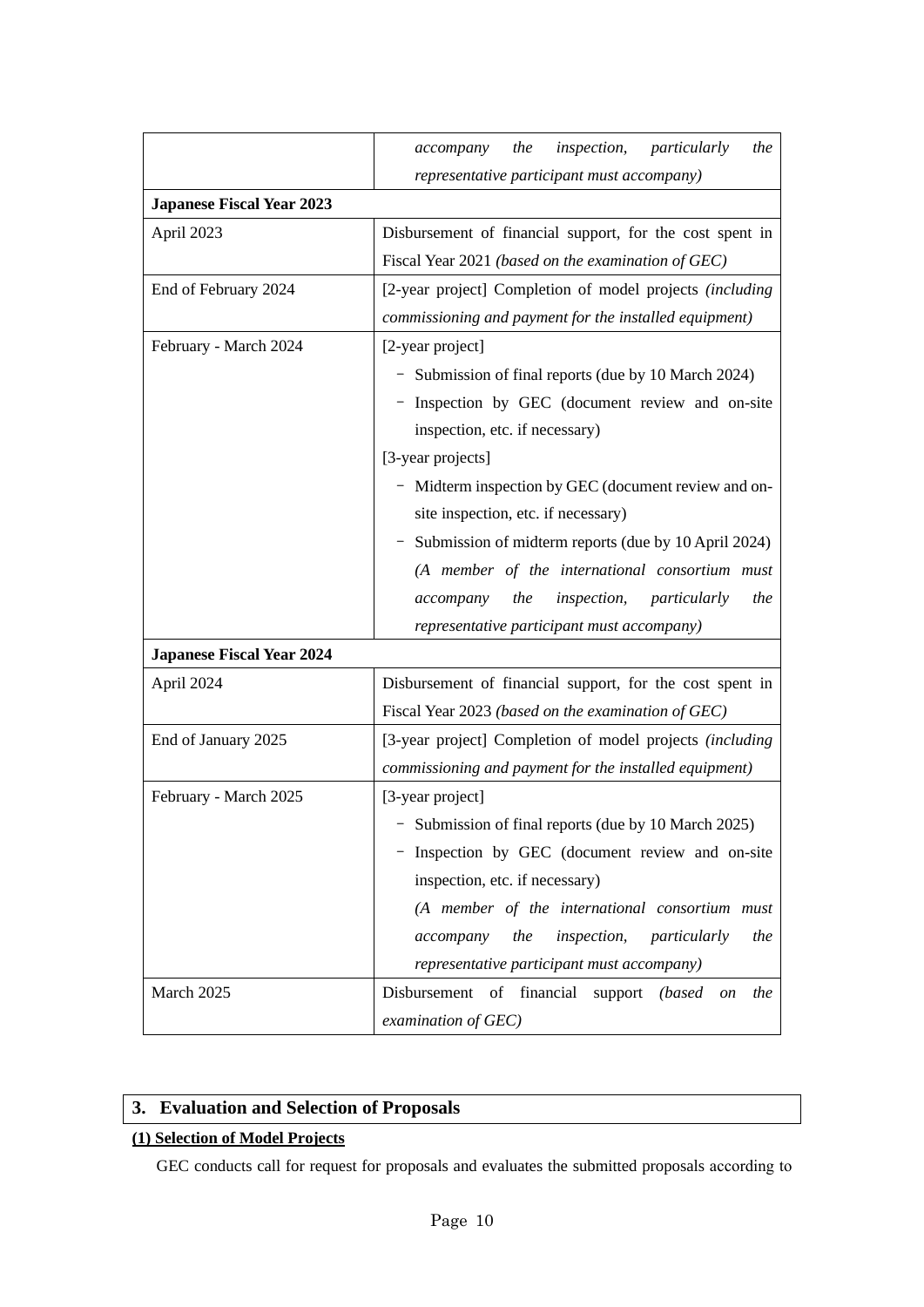|  |  |
|---|---|
|  | *accompany the inspection, particularly the representative participant must accompany)* |
| **Japanese Fiscal Year 2023** |  |
| April 2023 | Disbursement of financial support, for the cost spent in Fiscal Year 2021 *(based on the examination of GEC)* |
| End of February 2024 | [2-year project] Completion of model projects *(including commissioning and payment for the installed equipment)* |
| February - March 2024 | [2-year project]<br>- Submission of final reports (due by 10 March 2024)<br>- Inspection by GEC (document review and on-site inspection, etc. if necessary)<br>[3-year projects]<br>- Midterm inspection by GEC (document review and on-site inspection, etc. if necessary)<br>- Submission of midterm reports (due by 10 April 2024)<br>*(A member of the international consortium must accompany the inspection, particularly the representative participant must accompany)* |
| **Japanese Fiscal Year 2024** |  |
| April 2024 | Disbursement of financial support, for the cost spent in Fiscal Year 2023 *(based on the examination of GEC)* |
| End of January 2025 | [3-year project] Completion of model projects *(including commissioning and payment for the installed equipment)* |
| February - March 2025 | [3-year project]<br>- Submission of final reports (due by 10 March 2025)<br>- Inspection by GEC (document review and on-site inspection, etc. if necessary)<br>*(A member of the international consortium must accompany the inspection, particularly the representative participant must accompany)* |
| March 2025 | Disbursement of financial support *(based on the examination of GEC)* |

## 3. Evaluation and Selection of Proposals

**(1) Selection of Model Projects**

GEC conducts call for request for proposals and evaluates the submitted proposals according to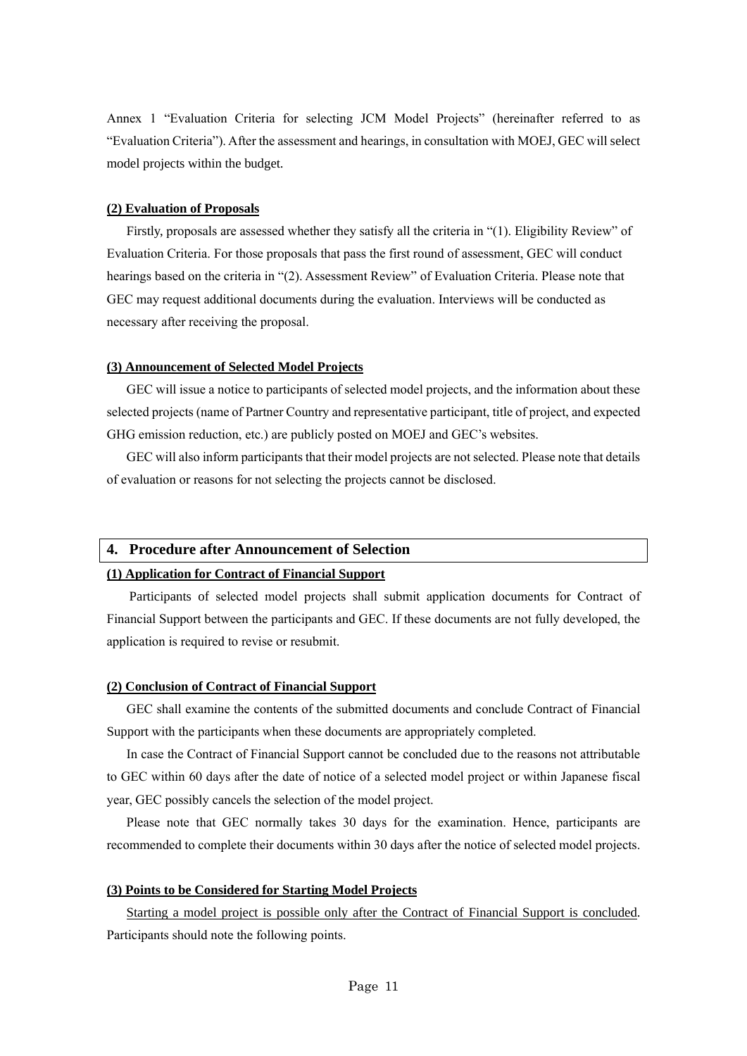Annex 1 "Evaluation Criteria for selecting JCM Model Projects" (hereinafter referred to as "Evaluation Criteria"). After the assessment and hearings, in consultation with MOEJ, GEC will select model projects within the budget.

**(2) Evaluation of Proposals**

Firstly, proposals are assessed whether they satisfy all the criteria in "(1). Eligibility Review" of Evaluation Criteria. For those proposals that pass the first round of assessment, GEC will conduct hearings based on the criteria in "(2). Assessment Review" of Evaluation Criteria. Please note that GEC may request additional documents during the evaluation. Interviews will be conducted as necessary after receiving the proposal.

**(3) Announcement of Selected Model Projects**

GEC will issue a notice to participants of selected model projects, and the information about these selected projects (name of Partner Country and representative participant, title of project, and expected GHG emission reduction, etc.) are publicly posted on MOEJ and GEC's websites.

GEC will also inform participants that their model projects are not selected. Please note that details of evaluation or reasons for not selecting the projects cannot be disclosed.

## 4. Procedure after Announcement of Selection

**(1) Application for Contract of Financial Support**

Participants of selected model projects shall submit application documents for Contract of Financial Support between the participants and GEC. If these documents are not fully developed, the application is required to revise or resubmit.

**(2) Conclusion of Contract of Financial Support**

GEC shall examine the contents of the submitted documents and conclude Contract of Financial Support with the participants when these documents are appropriately completed.

In case the Contract of Financial Support cannot be concluded due to the reasons not attributable to GEC within 60 days after the date of notice of a selected model project or within Japanese fiscal year, GEC possibly cancels the selection of the model project.

Please note that GEC normally takes 30 days for the examination. Hence, participants are recommended to complete their documents within 30 days after the notice of selected model projects.

**(3) Points to be Considered for Starting Model Projects**

Starting a model project is possible only after the Contract of Financial Support is concluded. Participants should note the following points.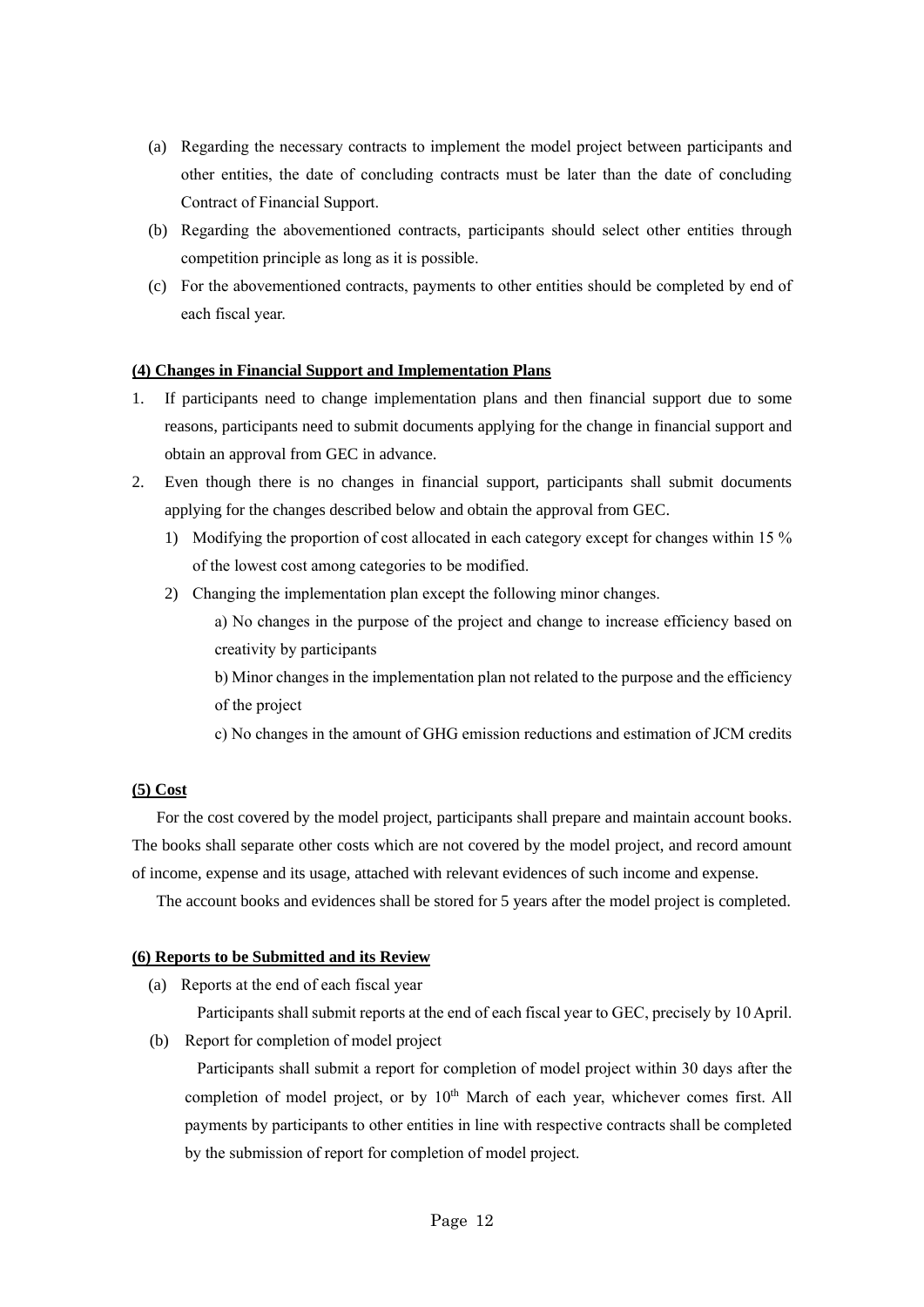(a) Regarding the necessary contracts to implement the model project between participants and other entities, the date of concluding contracts must be later than the date of concluding Contract of Financial Support.

(b) Regarding the abovementioned contracts, participants should select other entities through competition principle as long as it is possible.

(c) For the abovementioned contracts, payments to other entities should be completed by end of each fiscal year.

**(4) Changes in Financial Support and Implementation Plans**

1. If participants need to change implementation plans and then financial support due to some reasons, participants need to submit documents applying for the change in financial support and obtain an approval from GEC in advance.
2. Even though there is no changes in financial support, participants shall submit documents applying for the changes described below and obtain the approval from GEC.
   1) Modifying the proportion of cost allocated in each category except for changes within 15 % of the lowest cost among categories to be modified.
   2) Changing the implementation plan except the following minor changes.

      a) No changes in the purpose of the project and change to increase efficiency based on creativity by participants

      b) Minor changes in the implementation plan not related to the purpose and the efficiency of the project

      c) No changes in the amount of GHG emission reductions and estimation of JCM credits

**(5) Cost**

For the cost covered by the model project, participants shall prepare and maintain account books. The books shall separate other costs which are not covered by the model project, and record amount of income, expense and its usage, attached with relevant evidences of such income and expense.

The account books and evidences shall be stored for 5 years after the model project is completed.

**(6) Reports to be Submitted and its Review**

(a) Reports at the end of each fiscal year

Participants shall submit reports at the end of each fiscal year to GEC, precisely by 10 April.

(b) Report for completion of model project

Participants shall submit a report for completion of model project within 30 days after the completion of model project, or by 10th March of each year, whichever comes first. All payments by participants to other entities in line with respective contracts shall be completed by the submission of report for completion of model project.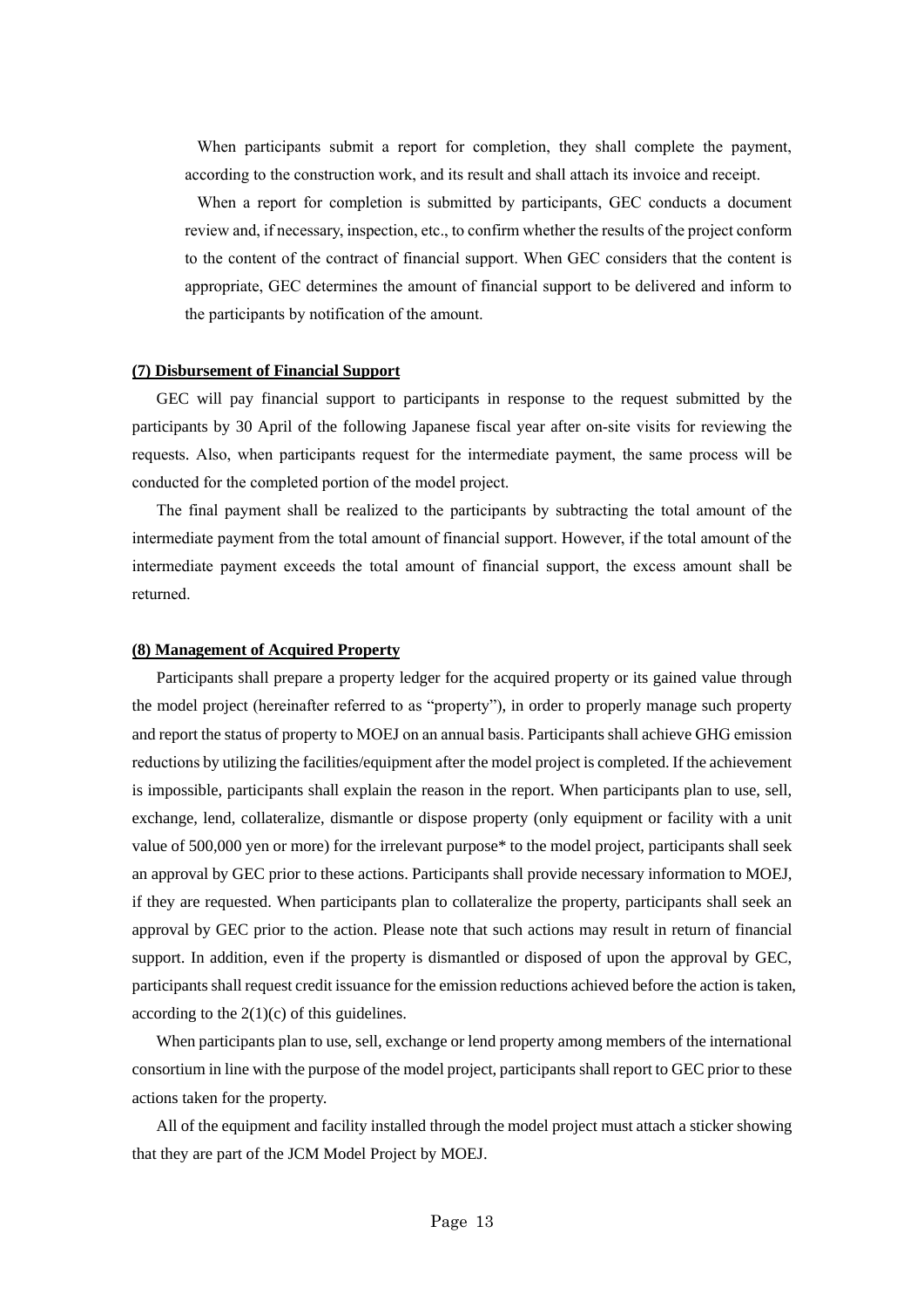When participants submit a report for completion, they shall complete the payment, according to the construction work, and its result and shall attach its invoice and receipt.

When a report for completion is submitted by participants, GEC conducts a document review and, if necessary, inspection, etc., to confirm whether the results of the project conform to the content of the contract of financial support. When GEC considers that the content is appropriate, GEC determines the amount of financial support to be delivered and inform to the participants by notification of the amount.

**(7) Disbursement of Financial Support**

GEC will pay financial support to participants in response to the request submitted by the participants by 30 April of the following Japanese fiscal year after on-site visits for reviewing the requests. Also, when participants request for the intermediate payment, the same process will be conducted for the completed portion of the model project.

The final payment shall be realized to the participants by subtracting the total amount of the intermediate payment from the total amount of financial support. However, if the total amount of the intermediate payment exceeds the total amount of financial support, the excess amount shall be returned.

**(8) Management of Acquired Property**

Participants shall prepare a property ledger for the acquired property or its gained value through the model project (hereinafter referred to as "property"), in order to properly manage such property and report the status of property to MOEJ on an annual basis. Participants shall achieve GHG emission reductions by utilizing the facilities/equipment after the model project is completed. If the achievement is impossible, participants shall explain the reason in the report. When participants plan to use, sell, exchange, lend, collateralize, dismantle or dispose property (only equipment or facility with a unit value of 500,000 yen or more) for the irrelevant purpose* to the model project, participants shall seek an approval by GEC prior to these actions. Participants shall provide necessary information to MOEJ, if they are requested. When participants plan to collateralize the property, participants shall seek an approval by GEC prior to the action. Please note that such actions may result in return of financial support. In addition, even if the property is dismantled or disposed of upon the approval by GEC, participants shall request credit issuance for the emission reductions achieved before the action is taken, according to the 2(1)(c) of this guidelines.

When participants plan to use, sell, exchange or lend property among members of the international consortium in line with the purpose of the model project, participants shall report to GEC prior to these actions taken for the property.

All of the equipment and facility installed through the model project must attach a sticker showing that they are part of the JCM Model Project by MOEJ.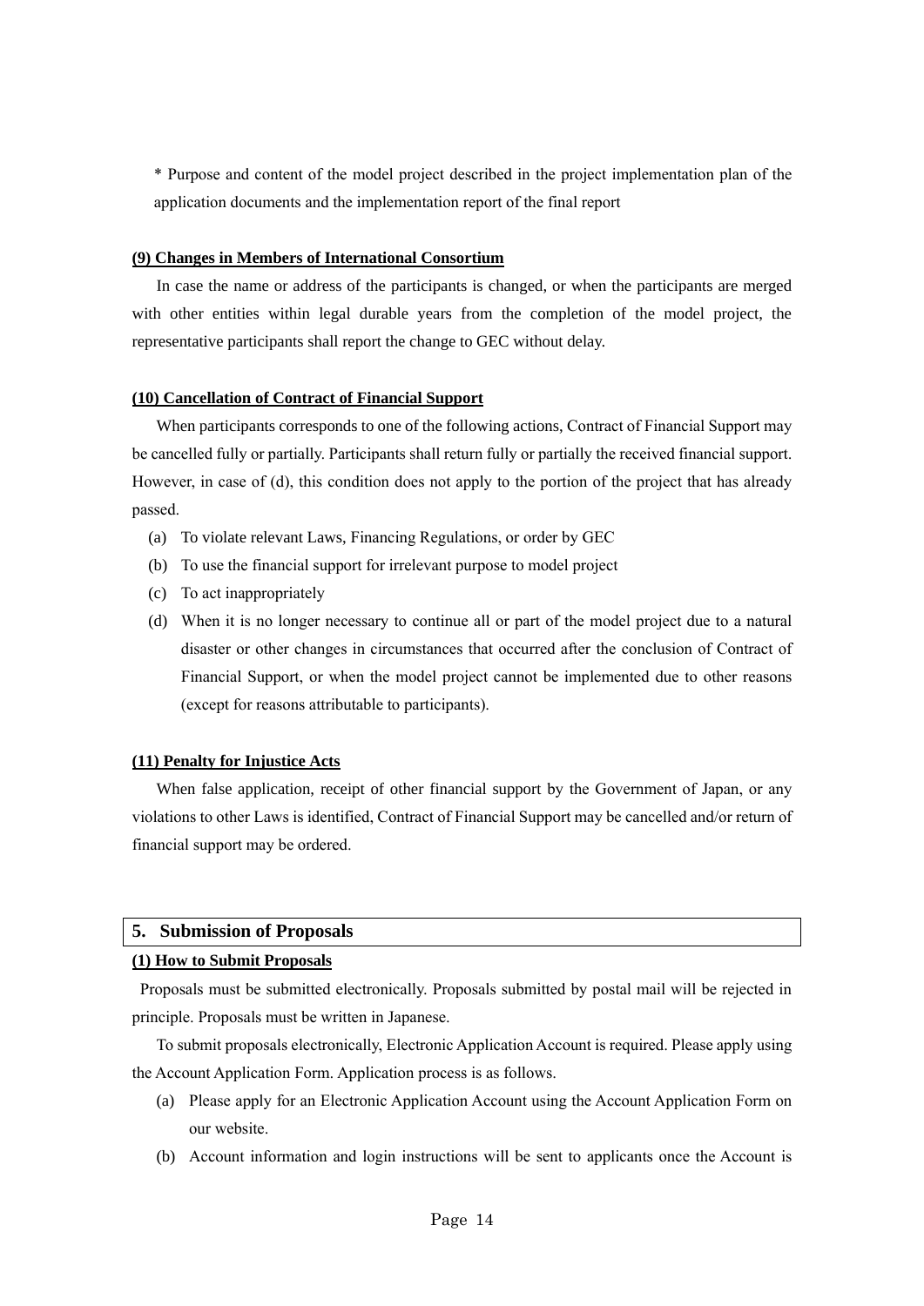\* Purpose and content of the model project described in the project implementation plan of the application documents and the implementation report of the final report

**(9) Changes in Members of International Consortium**

In case the name or address of the participants is changed, or when the participants are merged with other entities within legal durable years from the completion of the model project, the representative participants shall report the change to GEC without delay.

**(10) Cancellation of Contract of Financial Support**

When participants corresponds to one of the following actions, Contract of Financial Support may be cancelled fully or partially. Participants shall return fully or partially the received financial support. However, in case of (d), this condition does not apply to the portion of the project that has already passed.

(a) To violate relevant Laws, Financing Regulations, or order by GEC

(b) To use the financial support for irrelevant purpose to model project

(c) To act inappropriately

(d) When it is no longer necessary to continue all or part of the model project due to a natural disaster or other changes in circumstances that occurred after the conclusion of Contract of Financial Support, or when the model project cannot be implemented due to other reasons (except for reasons attributable to participants).

**(11) Penalty for Injustice Acts**

When false application, receipt of other financial support by the Government of Japan, or any violations to other Laws is identified, Contract of Financial Support may be cancelled and/or return of financial support may be ordered.

## 5. Submission of Proposals

**(1) How to Submit Proposals**

Proposals must be submitted electronically. Proposals submitted by postal mail will be rejected in principle. Proposals must be written in Japanese.

To submit proposals electronically, Electronic Application Account is required. Please apply using the Account Application Form. Application process is as follows.

(a) Please apply for an Electronic Application Account using the Account Application Form on our website.

(b) Account information and login instructions will be sent to applicants once the Account is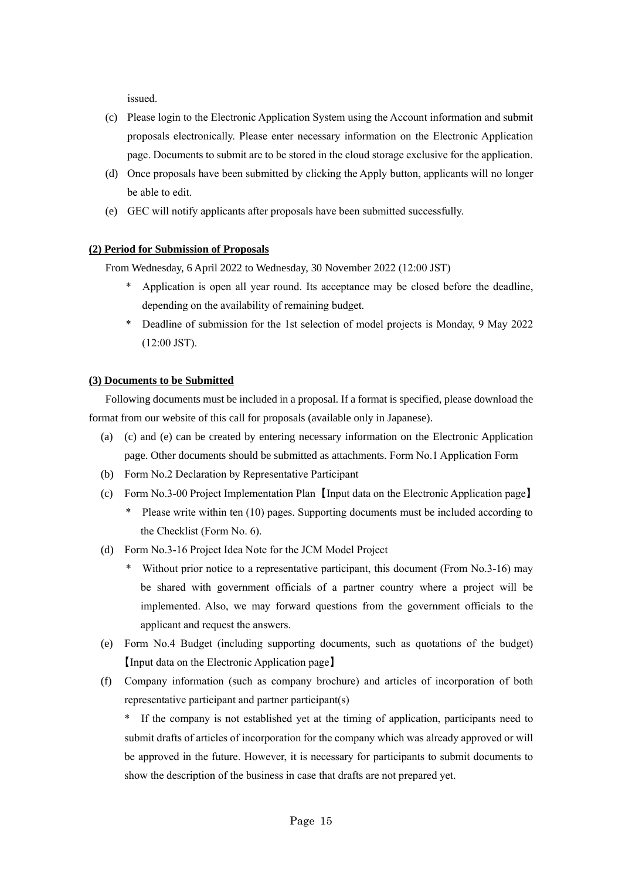issued.

(c) Please login to the Electronic Application System using the Account information and submit proposals electronically. Please enter necessary information on the Electronic Application page. Documents to submit are to be stored in the cloud storage exclusive for the application.

(d) Once proposals have been submitted by clicking the Apply button, applicants will no longer be able to edit.

(e) GEC will notify applicants after proposals have been submitted successfully.

**(2) Period for Submission of Proposals**

From Wednesday, 6 April 2022 to Wednesday, 30 November 2022 (12:00 JST)

- \* Application is open all year round. Its acceptance may be closed before the deadline, depending on the availability of remaining budget.
- \* Deadline of submission for the 1st selection of model projects is Monday, 9 May 2022 (12:00 JST).

**(3) Documents to be Submitted**

Following documents must be included in a proposal. If a format is specified, please download the format from our website of this call for proposals (available only in Japanese).

(a) (c) and (e) can be created by entering necessary information on the Electronic Application page. Other documents should be submitted as attachments. Form No.1 Application Form

(b) Form No.2 Declaration by Representative Participant

(c) Form No.3-00 Project Implementation Plan【Input data on the Electronic Application page】

- \* Please write within ten (10) pages. Supporting documents must be included according to the Checklist (Form No. 6).

(d) Form No.3-16 Project Idea Note for the JCM Model Project

- \* Without prior notice to a representative participant, this document (From No.3-16) may be shared with government officials of a partner country where a project will be implemented. Also, we may forward questions from the government officials to the applicant and request the answers.

(e) Form No.4 Budget (including supporting documents, such as quotations of the budget)【Input data on the Electronic Application page】

(f) Company information (such as company brochure) and articles of incorporation of both representative participant and partner participant(s)

\* If the company is not established yet at the timing of application, participants need to submit drafts of articles of incorporation for the company which was already approved or will be approved in the future. However, it is necessary for participants to submit documents to show the description of the business in case that drafts are not prepared yet.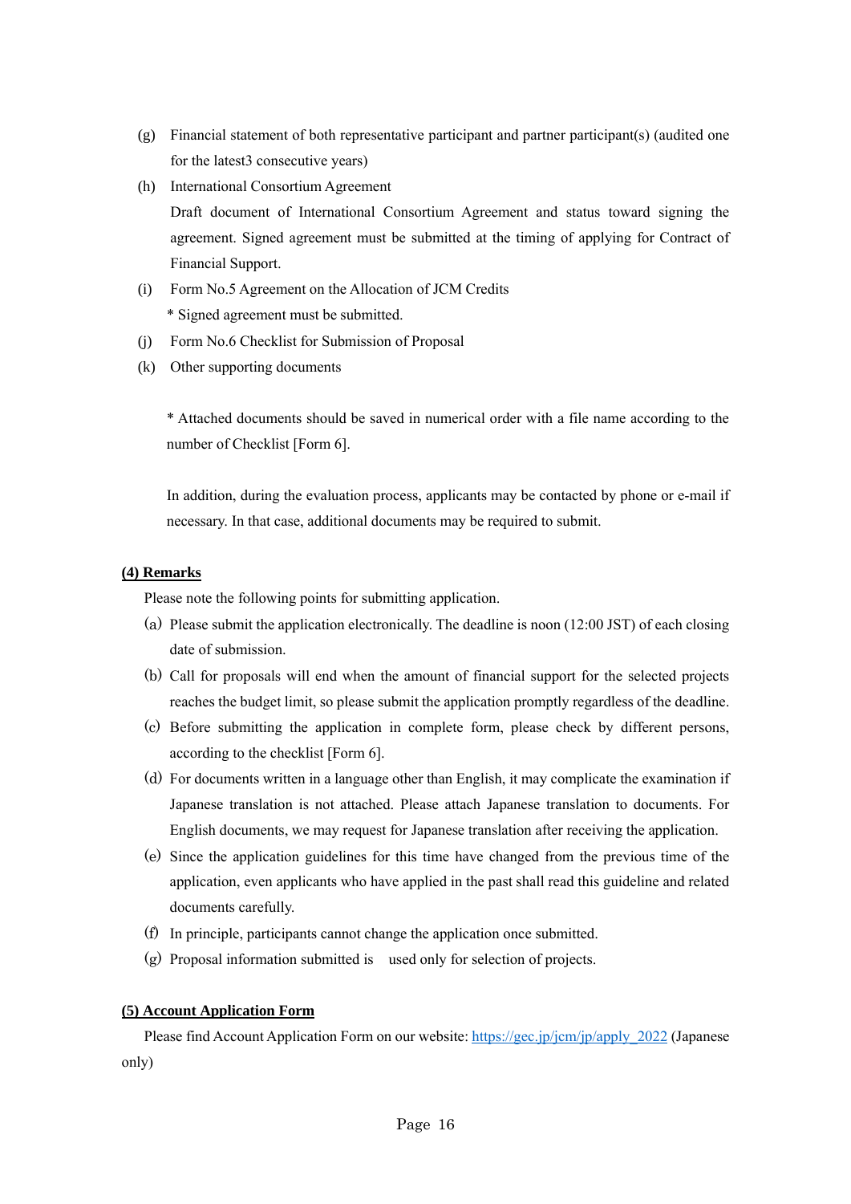(g) Financial statement of both representative participant and partner participant(s) (audited one for the latest3 consecutive years)

(h) International Consortium Agreement
Draft document of International Consortium Agreement and status toward signing the agreement. Signed agreement must be submitted at the timing of applying for Contract of Financial Support.

(i) Form No.5 Agreement on the Allocation of JCM Credits
* Signed agreement must be submitted.

(j) Form No.6 Checklist for Submission of Proposal

(k) Other supporting documents

* Attached documents should be saved in numerical order with a file name according to the number of Checklist [Form 6].

In addition, during the evaluation process, applicants may be contacted by phone or e-mail if necessary. In that case, additional documents may be required to submit.

**(4) Remarks**

Please note the following points for submitting application.

(a) Please submit the application electronically. The deadline is noon (12:00 JST) of each closing date of submission.

(b) Call for proposals will end when the amount of financial support for the selected projects reaches the budget limit, so please submit the application promptly regardless of the deadline.

(c) Before submitting the application in complete form, please check by different persons, according to the checklist [Form 6].

(d) For documents written in a language other than English, it may complicate the examination if Japanese translation is not attached. Please attach Japanese translation to documents. For English documents, we may request for Japanese translation after receiving the application.

(e) Since the application guidelines for this time have changed from the previous time of the application, even applicants who have applied in the past shall read this guideline and related documents carefully.

(f) In principle, participants cannot change the application once submitted.

(g) Proposal information submitted is used only for selection of projects.

**(5) Account Application Form**

Please find Account Application Form on our website: [https://gec.jp/jcm/jp/apply_2022](https://gec.jp/jcm/jp/apply_2022) (Japanese only)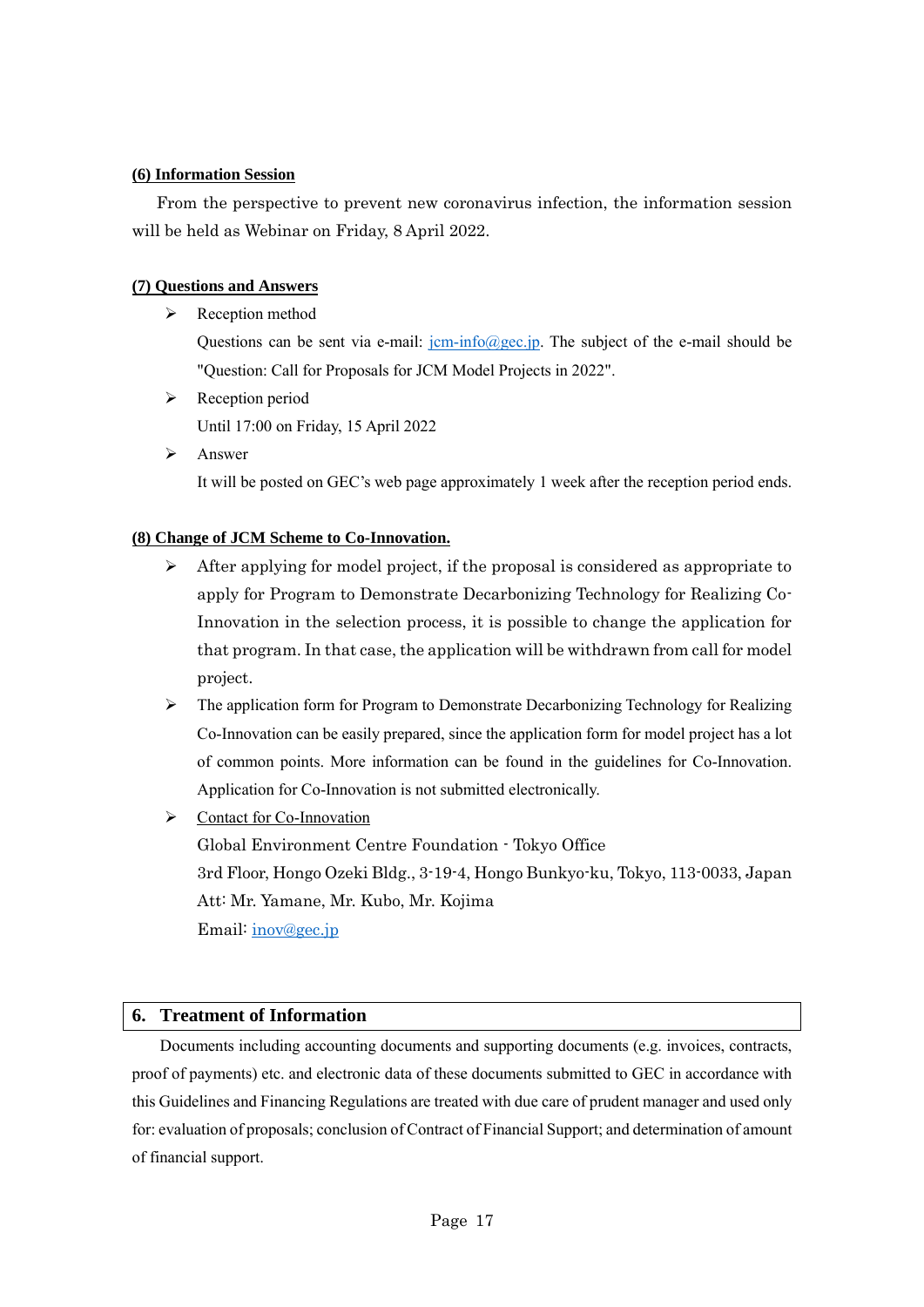**(6) Information Session**

From the perspective to prevent new coronavirus infection, the information session will be held as Webinar on Friday, 8 April 2022.

**(7) Questions and Answers**

- Reception method

  Questions can be sent via e-mail: jcm-info@gec.jp. The subject of the e-mail should be "Question: Call for Proposals for JCM Model Projects in 2022".

- Reception period

  Until 17:00 on Friday, 15 April 2022

- Answer

  It will be posted on GEC's web page approximately 1 week after the reception period ends.

**(8) Change of JCM Scheme to Co-Innovation.**

- After applying for model project, if the proposal is considered as appropriate to apply for Program to Demonstrate Decarbonizing Technology for Realizing Co-Innovation in the selection process, it is possible to change the application for that program. In that case, the application will be withdrawn from call for model project.
- The application form for Program to Demonstrate Decarbonizing Technology for Realizing Co-Innovation can be easily prepared, since the application form for model project has a lot of common points. More information can be found in the guidelines for Co-Innovation. Application for Co-Innovation is not submitted electronically.
- Contact for Co-Innovation

  Global Environment Centre Foundation - Tokyo Office
  3rd Floor, Hongo Ozeki Bldg., 3-19-4, Hongo Bunkyo-ku, Tokyo, 113-0033, Japan
  Att: Mr. Yamane, Mr. Kubo, Mr. Kojima
  Email: inov@gec.jp

## 6. Treatment of Information

Documents including accounting documents and supporting documents (e.g. invoices, contracts, proof of payments) etc. and electronic data of these documents submitted to GEC in accordance with this Guidelines and Financing Regulations are treated with due care of prudent manager and used only for: evaluation of proposals; conclusion of Contract of Financial Support; and determination of amount of financial support.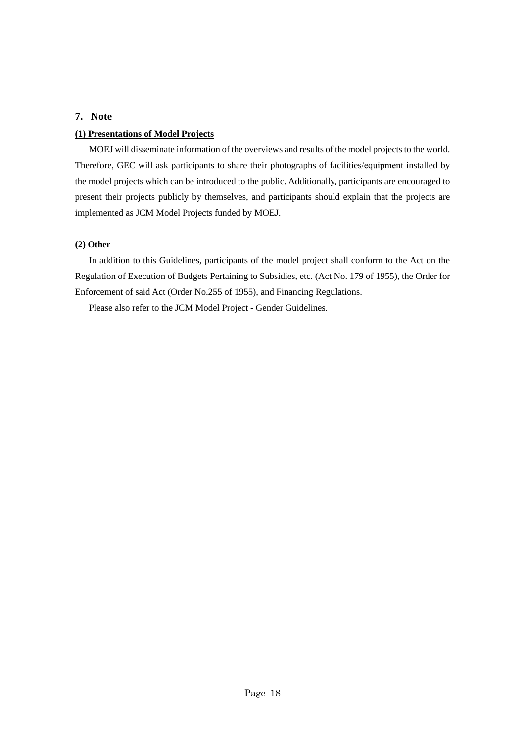## 7. Note

### (1) Presentations of Model Projects

MOEJ will disseminate information of the overviews and results of the model projects to the world. Therefore, GEC will ask participants to share their photographs of facilities/equipment installed by the model projects which can be introduced to the public. Additionally, participants are encouraged to present their projects publicly by themselves, and participants should explain that the projects are implemented as JCM Model Projects funded by MOEJ.

### (2) Other

In addition to this Guidelines, participants of the model project shall conform to the Act on the Regulation of Execution of Budgets Pertaining to Subsidies, etc. (Act No. 179 of 1955), the Order for Enforcement of said Act (Order No.255 of 1955), and Financing Regulations.

Please also refer to the JCM Model Project - Gender Guidelines.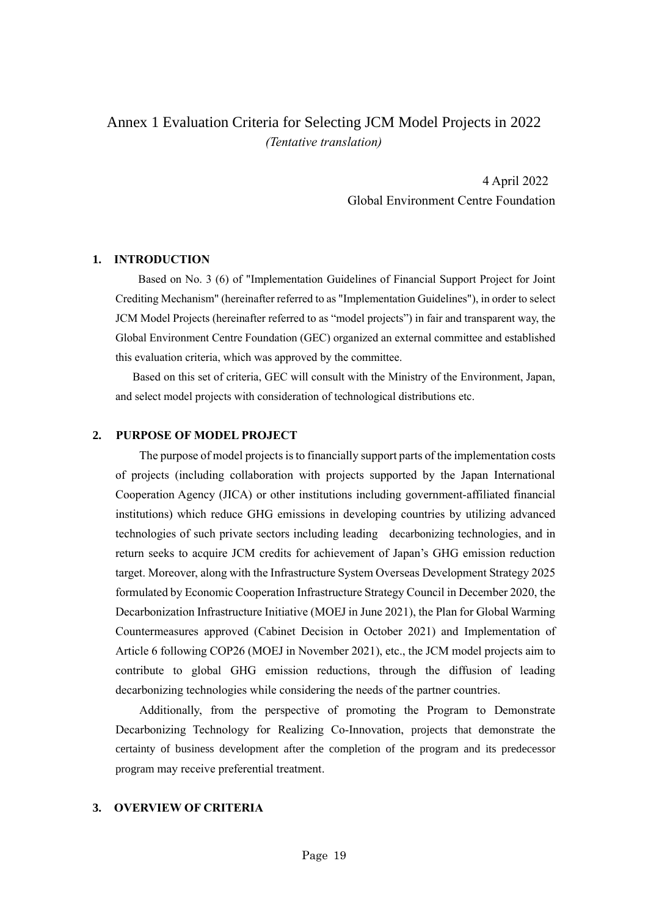# Annex 1 Evaluation Criteria for Selecting JCM Model Projects in 2022

*(Tentative translation)*

4 April 2022

Global Environment Centre Foundation

## 1. INTRODUCTION

Based on No. 3 (6) of "Implementation Guidelines of Financial Support Project for Joint Crediting Mechanism" (hereinafter referred to as "Implementation Guidelines"), in order to select JCM Model Projects (hereinafter referred to as "model projects") in fair and transparent way, the Global Environment Centre Foundation (GEC) organized an external committee and established this evaluation criteria, which was approved by the committee.

Based on this set of criteria, GEC will consult with the Ministry of the Environment, Japan, and select model projects with consideration of technological distributions etc.

## 2. PURPOSE OF MODEL PROJECT

The purpose of model projects is to financially support parts of the implementation costs of projects (including collaboration with projects supported by the Japan International Cooperation Agency (JICA) or other institutions including government-affiliated financial institutions) which reduce GHG emissions in developing countries by utilizing advanced technologies of such private sectors including leading decarbonizing technologies, and in return seeks to acquire JCM credits for achievement of Japan's GHG emission reduction target. Moreover, along with the Infrastructure System Overseas Development Strategy 2025 formulated by Economic Cooperation Infrastructure Strategy Council in December 2020, the Decarbonization Infrastructure Initiative (MOEJ in June 2021), the Plan for Global Warming Countermeasures approved (Cabinet Decision in October 2021) and Implementation of Article 6 following COP26 (MOEJ in November 2021), etc., the JCM model projects aim to contribute to global GHG emission reductions, through the diffusion of leading decarbonizing technologies while considering the needs of the partner countries.

Additionally, from the perspective of promoting the Program to Demonstrate Decarbonizing Technology for Realizing Co-Innovation, projects that demonstrate the certainty of business development after the completion of the program and its predecessor program may receive preferential treatment.

## 3. OVERVIEW OF CRITERIA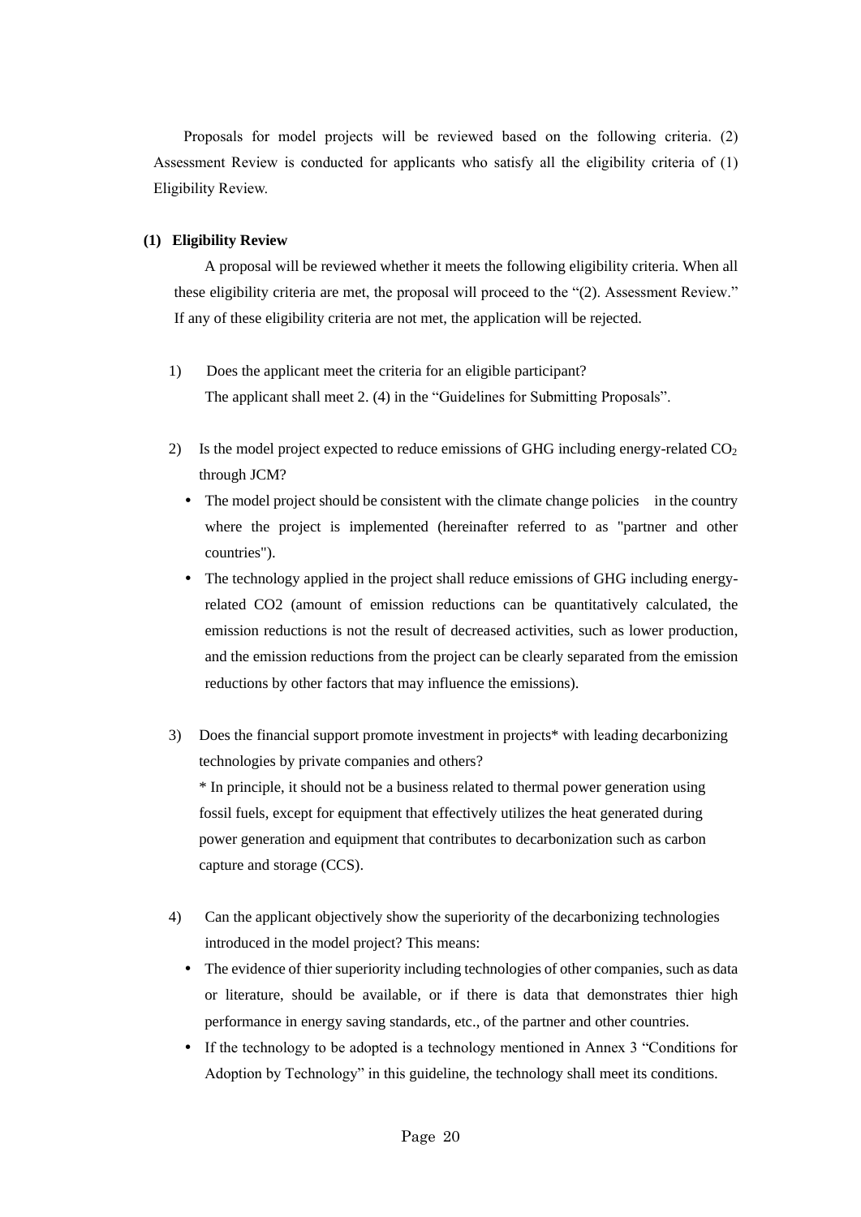Proposals for model projects will be reviewed based on the following criteria. (2) Assessment Review is conducted for applicants who satisfy all the eligibility criteria of (1) Eligibility Review.

**(1) Eligibility Review**

A proposal will be reviewed whether it meets the following eligibility criteria. When all these eligibility criteria are met, the proposal will proceed to the "(2). Assessment Review." If any of these eligibility criteria are not met, the application will be rejected.

1) Does the applicant meet the criteria for an eligible participant?
   The applicant shall meet 2. (4) in the "Guidelines for Submitting Proposals".

2) Is the model project expected to reduce emissions of GHG including energy-related $CO_2$ through JCM?
   - The model project should be consistent with the climate change policies in the country where the project is implemented (hereinafter referred to as "partner and other countries").
   - The technology applied in the project shall reduce emissions of GHG including energy-related CO2 (amount of emission reductions can be quantitatively calculated, the emission reductions is not the result of decreased activities, such as lower production, and the emission reductions from the project can be clearly separated from the emission reductions by other factors that may influence the emissions).

3) Does the financial support promote investment in projects* with leading decarbonizing technologies by private companies and others?
   * In principle, it should not be a business related to thermal power generation using fossil fuels, except for equipment that effectively utilizes the heat generated during power generation and equipment that contributes to decarbonization such as carbon capture and storage (CCS).

4) Can the applicant objectively show the superiority of the decarbonizing technologies introduced in the model project? This means:
   - The evidence of thier superiority including technologies of other companies, such as data or literature, should be available, or if there is data that demonstrates thier high performance in energy saving standards, etc., of the partner and other countries.
   - If the technology to be adopted is a technology mentioned in Annex 3 "Conditions for Adoption by Technology" in this guideline, the technology shall meet its conditions.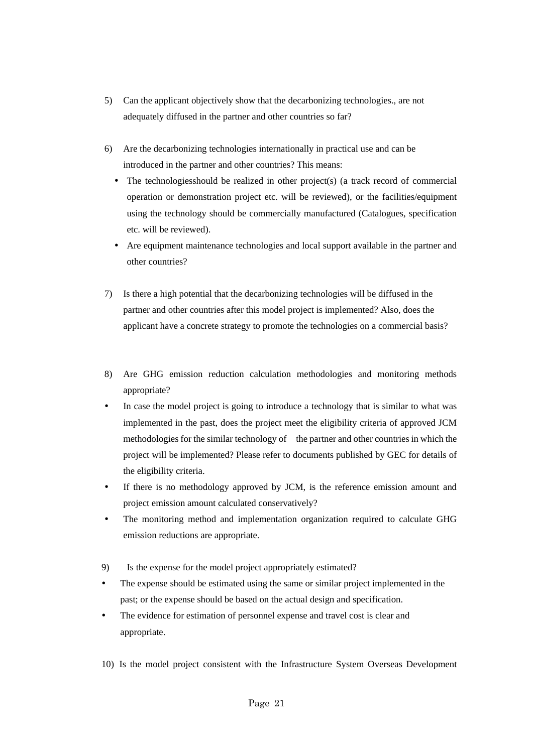5) Can the applicant objectively show that the decarbonizing technologies., are not adequately diffused in the partner and other countries so far?

6) Are the decarbonizing technologies internationally in practical use and can be introduced in the partner and other countries? This means:
   - The technologiesshould be realized in other project(s) (a track record of commercial operation or demonstration project etc. will be reviewed), or the facilities/equipment using the technology should be commercially manufactured (Catalogues, specification etc. will be reviewed).
   - Are equipment maintenance technologies and local support available in the partner and other countries?

7) Is there a high potential that the decarbonizing technologies will be diffused in the partner and other countries after this model project is implemented? Also, does the applicant have a concrete strategy to promote the technologies on a commercial basis?

8) Are GHG emission reduction calculation methodologies and monitoring methods appropriate?
- In case the model project is going to introduce a technology that is similar to what was implemented in the past, does the project meet the eligibility criteria of approved JCM methodologies for the similar technology of the partner and other countries in which the project will be implemented? Please refer to documents published by GEC for details of the eligibility criteria.
- If there is no methodology approved by JCM, is the reference emission amount and project emission amount calculated conservatively?
- The monitoring method and implementation organization required to calculate GHG emission reductions are appropriate.

9) Is the expense for the model project appropriately estimated?
- The expense should be estimated using the same or similar project implemented in the past; or the expense should be based on the actual design and specification.
- The evidence for estimation of personnel expense and travel cost is clear and appropriate.

10) Is the model project consistent with the Infrastructure System Overseas Development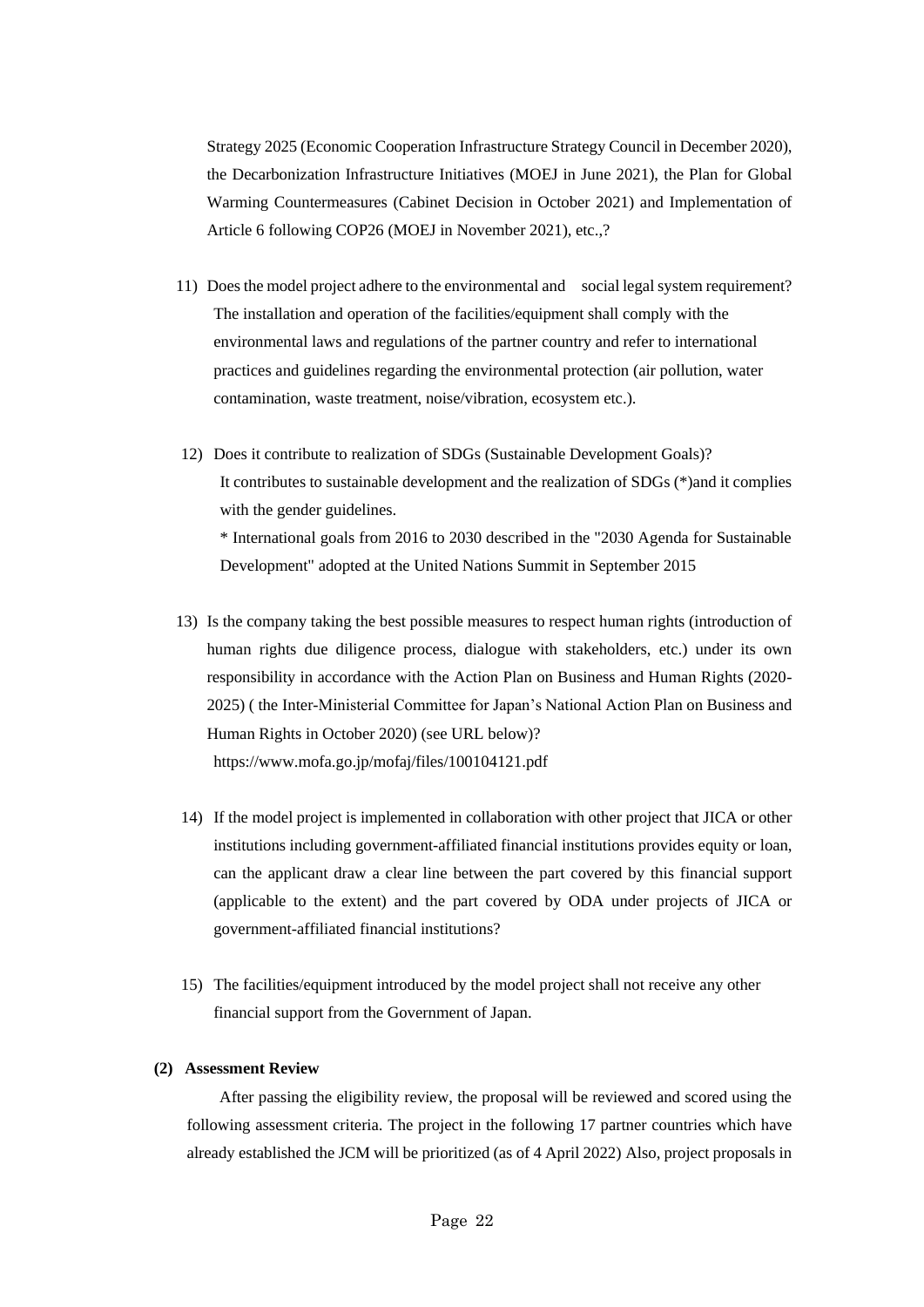Strategy 2025 (Economic Cooperation Infrastructure Strategy Council in December 2020), the Decarbonization Infrastructure Initiatives (MOEJ in June 2021), the Plan for Global Warming Countermeasures (Cabinet Decision in October 2021) and Implementation of Article 6 following COP26 (MOEJ in November 2021), etc.,?

11) Does the model project adhere to the environmental and social legal system requirement?
   The installation and operation of the facilities/equipment shall comply with the environmental laws and regulations of the partner country and refer to international practices and guidelines regarding the environmental protection (air pollution, water contamination, waste treatment, noise/vibration, ecosystem etc.).

12) Does it contribute to realization of SDGs (Sustainable Development Goals)?
   It contributes to sustainable development and the realization of SDGs (*)and it complies with the gender guidelines.
   * International goals from 2016 to 2030 described in the "2030 Agenda for Sustainable Development" adopted at the United Nations Summit in September 2015

13) Is the company taking the best possible measures to respect human rights (introduction of human rights due diligence process, dialogue with stakeholders, etc.) under its own responsibility in accordance with the Action Plan on Business and Human Rights (2020-2025) ( the Inter-Ministerial Committee for Japan's National Action Plan on Business and Human Rights in October 2020) (see URL below)?
   https://www.mofa.go.jp/mofaj/files/100104121.pdf

14) If the model project is implemented in collaboration with other project that JICA or other institutions including government-affiliated financial institutions provides equity or loan, can the applicant draw a clear line between the part covered by this financial support (applicable to the extent) and the part covered by ODA under projects of JICA or government-affiliated financial institutions?

15) The facilities/equipment introduced by the model project shall not receive any other financial support from the Government of Japan.

**(2) Assessment Review**

After passing the eligibility review, the proposal will be reviewed and scored using the following assessment criteria. The project in the following 17 partner countries which have already established the JCM will be prioritized (as of 4 April 2022) Also, project proposals in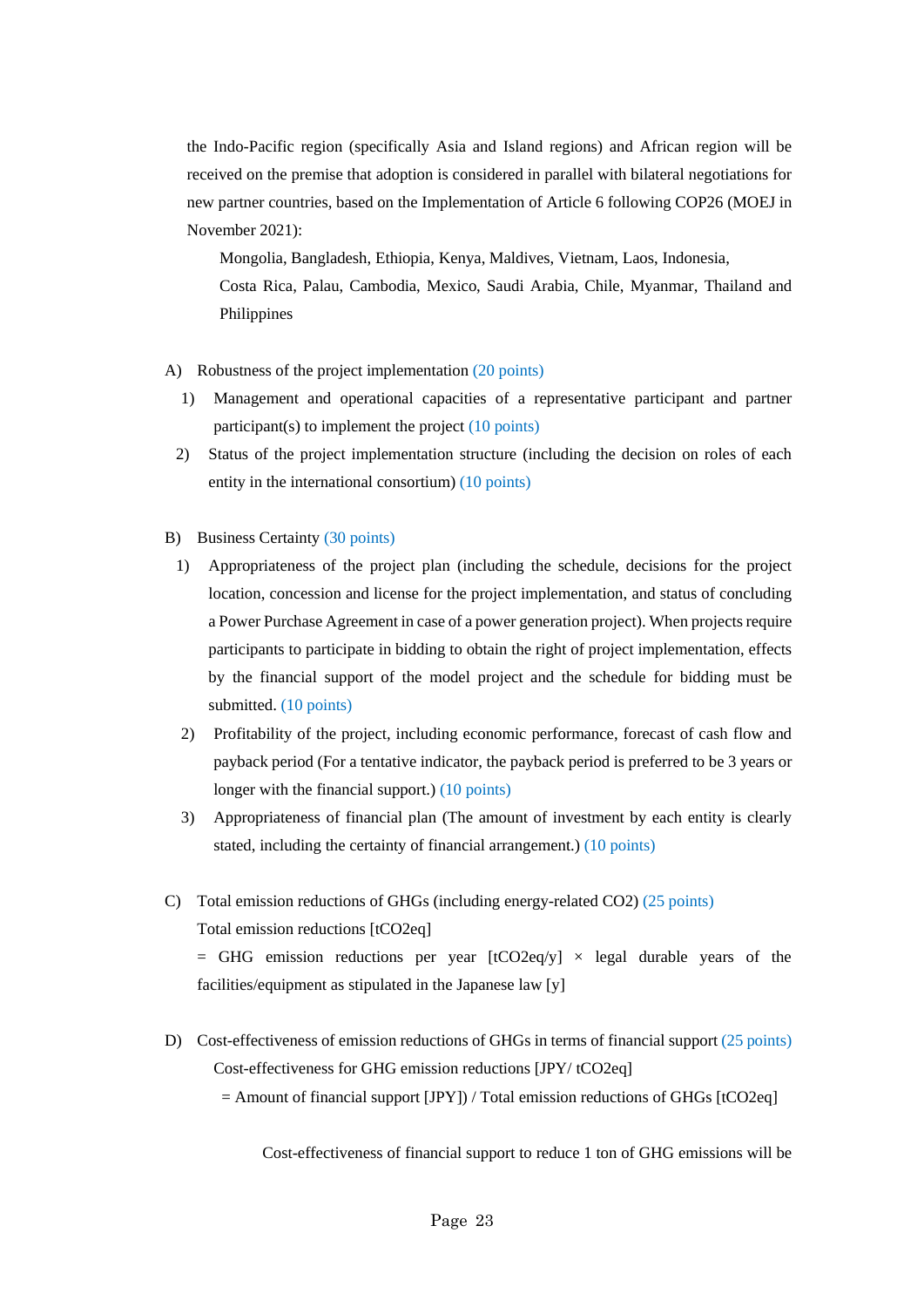the Indo-Pacific region (specifically Asia and Island regions) and African region will be received on the premise that adoption is considered in parallel with bilateral negotiations for new partner countries, based on the Implementation of Article 6 following COP26 (MOEJ in November 2021):

Mongolia, Bangladesh, Ethiopia, Kenya, Maldives, Vietnam, Laos, Indonesia, Costa Rica, Palau, Cambodia, Mexico, Saudi Arabia, Chile, Myanmar, Thailand and Philippines

A) Robustness of the project implementation (20 points)

1) Management and operational capacities of a representative participant and partner participant(s) to implement the project (10 points)
2) Status of the project implementation structure (including the decision on roles of each entity in the international consortium) (10 points)

B) Business Certainty (30 points)

1) Appropriateness of the project plan (including the schedule, decisions for the project location, concession and license for the project implementation, and status of concluding a Power Purchase Agreement in case of a power generation project). When projects require participants to participate in bidding to obtain the right of project implementation, effects by the financial support of the model project and the schedule for bidding must be submitted. (10 points)
2) Profitability of the project, including economic performance, forecast of cash flow and payback period (For a tentative indicator, the payback period is preferred to be 3 years or longer with the financial support.) (10 points)
3) Appropriateness of financial plan (The amount of investment by each entity is clearly stated, including the certainty of financial arrangement.) (10 points)

C) Total emission reductions of GHGs (including energy-related $CO_2$) (25 points)

Total emission reductions [$tCO_2eq$]

= GHG emission reductions per year [$tCO_2eq/y$] × legal durable years of the facilities/equipment as stipulated in the Japanese law [y]

D) Cost-effectiveness of emission reductions of GHGs in terms of financial support (25 points)

Cost-effectiveness for GHG emission reductions [JPY/ $tCO_2eq$]

= Amount of financial support [JPY]) / Total emission reductions of GHGs [$tCO_2eq$]

Cost-effectiveness of financial support to reduce 1 ton of GHG emissions will be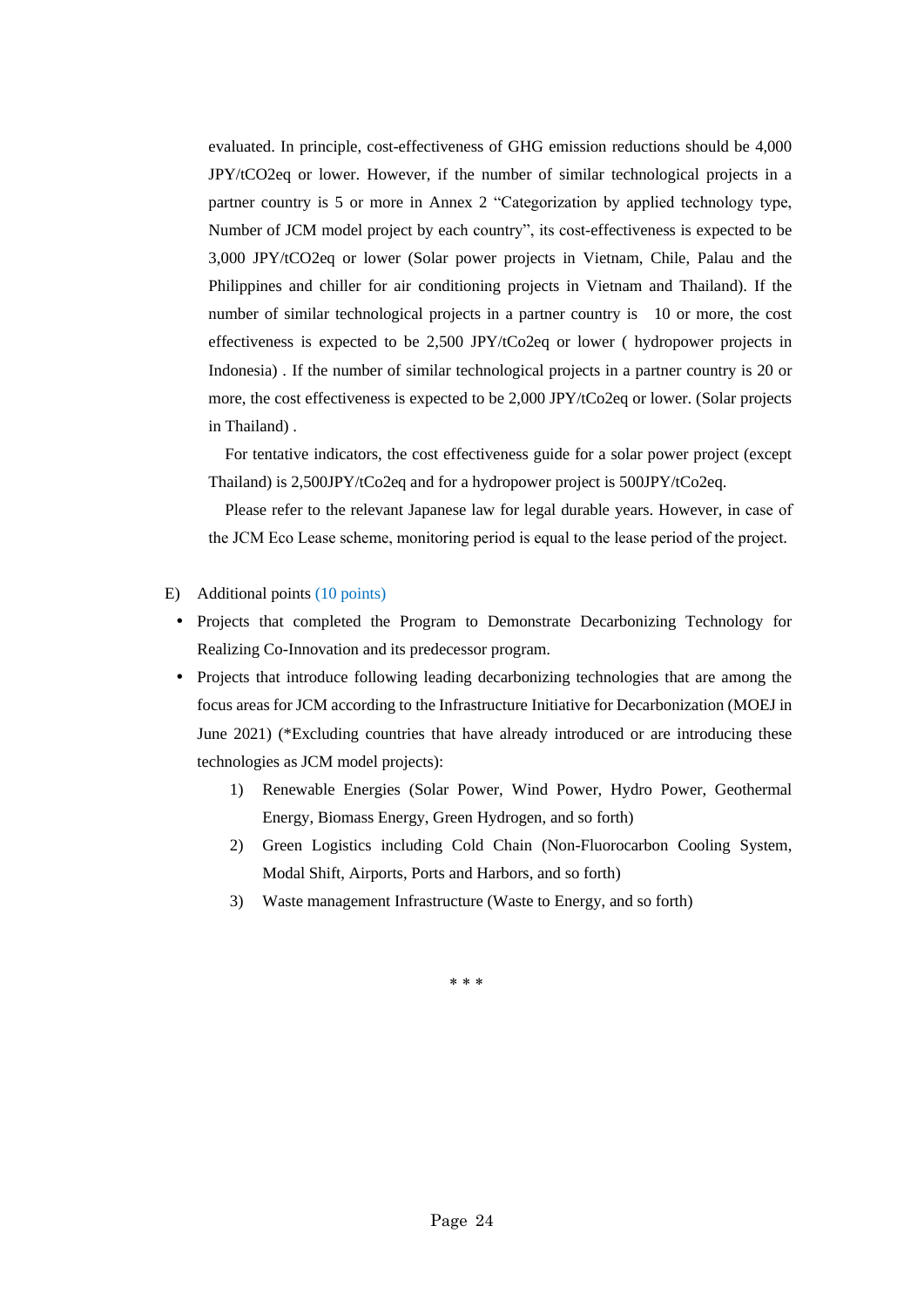evaluated. In principle, cost-effectiveness of GHG emission reductions should be 4,000 JPY/tCO2eq or lower. However, if the number of similar technological projects in a partner country is 5 or more in Annex 2 "Categorization by applied technology type, Number of JCM model project by each country", its cost-effectiveness is expected to be 3,000 JPY/tCO2eq or lower (Solar power projects in Vietnam, Chile, Palau and the Philippines and chiller for air conditioning projects in Vietnam and Thailand). If the number of similar technological projects in a partner country is 10 or more, the cost effectiveness is expected to be 2,500 JPY/tCo2eq or lower ( hydropower projects in Indonesia) . If the number of similar technological projects in a partner country is 20 or more, the cost effectiveness is expected to be 2,000 JPY/tCo2eq or lower. (Solar projects in Thailand) .

For tentative indicators, the cost effectiveness guide for a solar power project (except Thailand) is 2,500JPY/tCo2eq and for a hydropower project is 500JPY/tCo2eq.

Please refer to the relevant Japanese law for legal durable years. However, in case of the JCM Eco Lease scheme, monitoring period is equal to the lease period of the project.

E) Additional points (10 points)

- Projects that completed the Program to Demonstrate Decarbonizing Technology for Realizing Co-Innovation and its predecessor program.
- Projects that introduce following leading decarbonizing technologies that are among the focus areas for JCM according to the Infrastructure Initiative for Decarbonization (MOEJ in June 2021) (*Excluding countries that have already introduced or are introducing these technologies as JCM model projects):
    1) Renewable Energies (Solar Power, Wind Power, Hydro Power, Geothermal Energy, Biomass Energy, Green Hydrogen, and so forth)
    2) Green Logistics including Cold Chain (Non-Fluorocarbon Cooling System, Modal Shift, Airports, Ports and Harbors, and so forth)
    3) Waste management Infrastructure (Waste to Energy, and so forth)

\* \* \*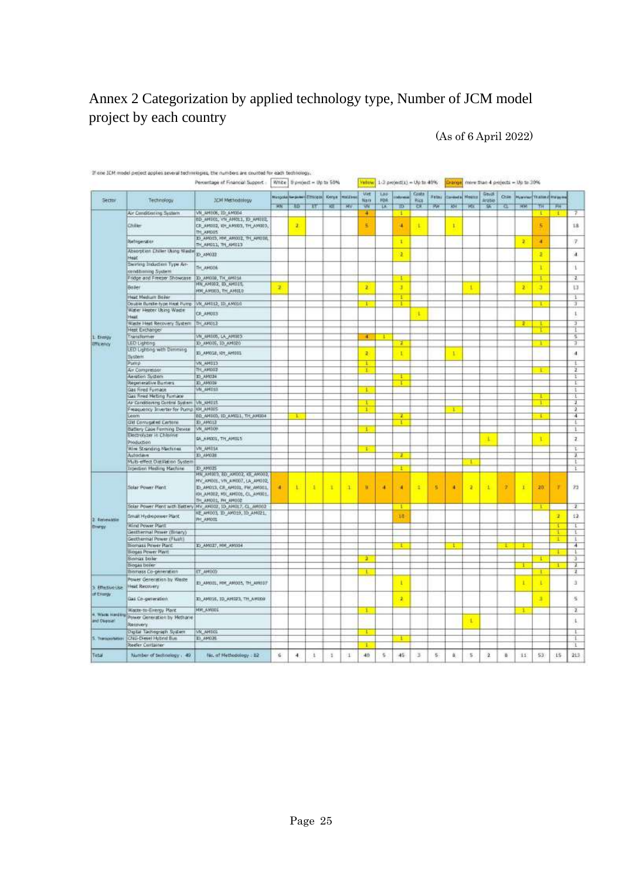# Annex 2 Categorization by applied technology type, Number of JCM model project by each country

(As of 6 April 2022)

If one JCM model project applies several technologies, the numbers are counted for each technology.

Percentage of Financial Support : White 0 project = Up to 50% | Yellow 1-3 project(s) = Up to 40% | Orange more than 4 projects = Up to 30%

| Sector | Technology | JCM Methodology | Mongolia | Bangladesh | Ethiopia | Kenya | Maldives | Viet Nam | Lao PDR | Indonesia | Costa Rica | Palau | Cambodia | Mexico | Saudi Arabia | Chile | Myanmar | Thailand | Philippines | |
|---|---|---|---|---|---|---|---|---|---|---|---|---|---|---|---|---|---|---|---|---|
| | | | MN | BD | ET | KE | MV | VN | LA | ID | CR | PW | KH | MX | SA | CL | MM | TH | PH | |
| 1. Energy Efficiency | Air Conditioning System | VN_AM006, ID_AM004 | | | | | | 4 | | 1 | | | | | | | | 1 | 1 | 7 |
| | Chiller | ID_AM001, VN_AM011, ID_AM002, CR_AM002, KH_AM003, TH_AM003, TH_AM005 | | 2 | | | | 5 | | 4 | 1 | | 1 | | | | | 5 | | 18 |
| | Refrigerator | ID_AM005, MM_AM002, TH_AM008, TH_AM011, TH_AM013 | | | | | | | | 1 | | | | | | | 2 | 4 | | 7 |
| | Absorption Chiller Using Waste Heat | ID_AM022 | | | | | | | | 2 | | | | | | | | 2 | | 4 |
| | Swirling Induction Type Air-conditioning System | TH_AM006 | | | | | | | | | | | | | | | | 1 | | 1 |
| | Fridge and Freezer Showcase | ID_AM008, TH_AM014 | | | | | | | | 1 | | | | | | | | 1 | | 2 |
| | Boiler | MN_AM002, ID_AM015, MM_AM003, TH_AM010 | 2 | | | | | 2 | | 3 | | | | 1 | | | 2 | 3 | | 13 |
| | Heat Medium Boiler | | | | | | | | | 1 | | | | | | | | | | 1 |
| | Double Bundle-type Heat Pump | VN_AM012, ID_AM010 | | | | | | 1 | | 1 | | | | | | | | 1 | | 3 |
| | Water Heater Using Waste Heat | CR_AM003 | | | | | | | | | 1 | | | | | | | | | 1 |
| | Waste Heat Recovery System | TH_AM012 | | | | | | | | | | | | | | | 2 | 1 | | 3 |
| | Heat Exchanger | | | | | | | | | | | | | | | | | 1 | | 1 |
| | Transformer | VN_AM005, LA_AM003 | | | | | | 4 | 1 | | | | | | | | | | | 5 |
| | LED Lighting | ID_AM006, ID_AM020 | | | | | | | | 2 | | | | | | | | 1 | | 3 |
| | LED Lighting with Dimming System | ID_AM018, KH_AM001 | | | | | | 2 | | 1 | | | 1 | | | | | | | 4 |
| | Pump | VN_AM013 | | | | | | 1 | | | | | | | | | | | | 1 |
| | Air Compressor | TH_AM002 | | | | | | 1 | | | | | | | | | | 1 | | 2 |
| | Aeration System | ID_AM024 | | | | | | | | 1 | | | | | | | | | | 1 |
| | Regenerative Burners | ID_AM009 | | | | | | | | 1 | | | | | | | | | | 1 |
| | Gas Fired Furnace | VN_AM010 | | | | | | 1 | | | | | | | | | | | | 1 |
| | Gas Fired Melting Furnace | | | | | | | | | | | | | | | | | 1 | | 1 |
| | Air Conditioning Control System | VN_AM015 | | | | | | 1 | | | | | | | | | | 1 | | 2 |
| | Frequency Inverter for Pump | KH_AM005 | | | | | | 1 | | | | | 1 | | | | | | | 2 |
| | Loom | BD_AM001, ID_AM011, TH_AM004 | | 1 | | | | | | 2 | | | | | | | | 1 | | 4 |
| | Old Corrugated Cartons | ID_AM012 | | | | | | | | 1 | | | | | | | | | | 1 |
| | Battery Case Forming Device | VN_AM009 | | | | | | 1 | | | | | | | | | | | | 1 |
| | Electrolyzer in Chlorine Production | SA_AM001, TH_AM015 | | | | | | | | | | | | | 1 | | | 1 | | 2 |
| | Wire Stranding Machines | VN_AM014 | | | | | | 1 | | | | | | | | | | | | 1 |
| | Autoclave | ID_AM028 | | | | | | | | 2 | | | | | | | | | | 2 |
| | Multi-effect Distillation System | | | | | | | | | | | | | 1 | | | | | | 1 |
| | Injection Molding Machine | ID_AM035 | | | | | | | | 1 | | | | | | | | | | 1 |
| 2. Renewable Energy | Solar Power Plant | MN_AM003, BD_AM002, KE_AM002, MV_AM001, VN_AM007, LA_AM002, ID_AM013, CR_AM001, PW_AM001, KH_AM002, MX_AM001, CL_AM001, TH_AM001, PH_AM002 | 4 | 1 | 1 | 1 | 1 | 9 | 4 | 4 | 1 | 5 | 4 | 2 | 1 | 7 | 1 | 20 | 7 | 73 |
| | Solar Power Plant with Battery | MV_AM002, ID_AM017, CL_AM002 | | | | | | | | 1 | | | | | | | | 1 | | 2 |
| | Small Hydropower Plant | KE_AM003, ID_AM019, ID_AM021, PH_AM001 | | | | | | | | 10 | | | | | | | | | 2 | 12 |
| | Wind Power Plant | | | | | | | | | | | | | | | | | | 1 | 1 |
| | Geothermal Power (Binary) | | | | | | | | | | | | | | | | | | 1 | 1 |
| | Geothermal Power (Flash) | | | | | | | | | | | | | | | | | | 1 | 1 |
| | Biomass Power Plant | ID_AM027, MM_AM004 | | | | | | | | 1 | | | 1 | | | 1 | 1 | | | 4 |
| | Biogas Power Plant | | | | | | | | | | | | | | | | | | 1 | 1 |
| | Biomass boiler | | | | | | | 2 | | | | | | | | | | 1 | | 3 |
| | Biogas boiler | | | | | | | | | | | | | | | | 1 | | 1 | 2 |
| | Biomass Co-generation | ET_AM002 | | | | | | 1 | | | | | | | | | | 1 | | 2 |
| 3. Effective Use of Energy | Power Generation by Waste Heat Recovery | ID_AM001, MM_AM005, TH_AM007 | | | | | | | | 1 | | | | | | | 1 | 1 | | 3 |
| | Gas Co-generation | ID_AM016, ID_AM023, TH_AM009 | | | | | | | | 2 | | | | | | | | 3 | | 5 |
| 4. Waste Handling and Disposal | Waste-to-Energy Plant | MM_AM001 | | | | | | 1 | | | | | | | | | 1 | | | 2 |
| | Power Generation by Methane Recovery | | | | | | | | | | | | | 1 | | | | | | 1 |
| 5. Transportation | Digital Tachograph System | VN_AM001 | | | | | | 1 | | | | | | | | | | | | 1 |
| | CNG-Diesel Hybrid Bus | ID_AM026 | | | | | | | | 1 | | | | | | | | | | 1 |
| | Reefer Container | | | | | | | 1 | | | | | | | | | | | | 1 |
| Total | Number of technology : 49 | No. of Methodology : 82 | 6 | 4 | 1 | 1 | 1 | 40 | 5 | 45 | 3 | 5 | 8 | 5 | 2 | 8 | 11 | 53 | 15 | 213 |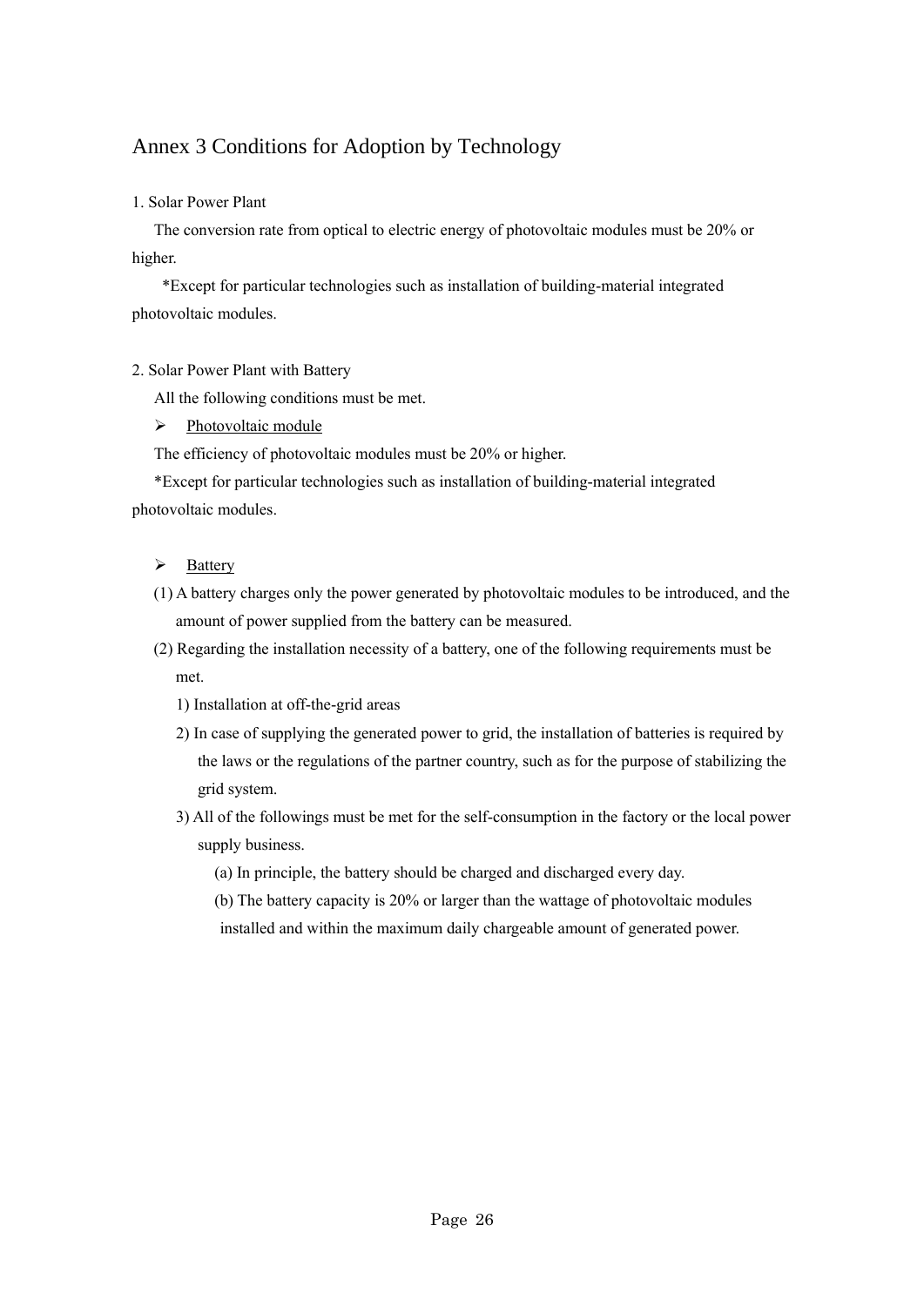# Annex 3 Conditions for Adoption by Technology

1. Solar Power Plant

The conversion rate from optical to electric energy of photovoltaic modules must be 20% or higher.

*Except for particular technologies such as installation of building-material integrated photovoltaic modules.

2. Solar Power Plant with Battery

All the following conditions must be met.

- Photovoltaic module

The efficiency of photovoltaic modules must be 20% or higher.

*Except for particular technologies such as installation of building-material integrated photovoltaic modules.

- Battery

(1) A battery charges only the power generated by photovoltaic modules to be introduced, and the amount of power supplied from the battery can be measured.

(2) Regarding the installation necessity of a battery, one of the following requirements must be met.

1) Installation at off-the-grid areas

2) In case of supplying the generated power to grid, the installation of batteries is required by the laws or the regulations of the partner country, such as for the purpose of stabilizing the grid system.

3) All of the followings must be met for the self-consumption in the factory or the local power supply business.

(a) In principle, the battery should be charged and discharged every day.

(b) The battery capacity is 20% or larger than the wattage of photovoltaic modules installed and within the maximum daily chargeable amount of generated power.